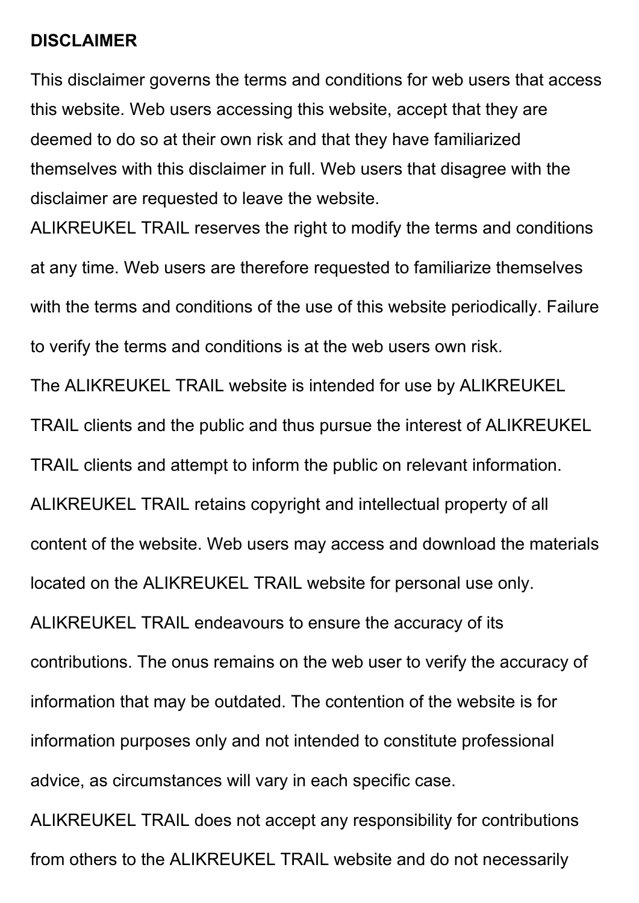**DISCLAIMER**

This disclaimer governs the terms and conditions for web users that access this website. Web users accessing this website, accept that they are deemed to do so at their own risk and that they have familiarized themselves with this disclaimer in full. Web users that disagree with the disclaimer are requested to leave the website.

ALIKREUKEL TRAIL reserves the right to modify the terms and conditions at any time. Web users are therefore requested to familiarize themselves with the terms and conditions of the use of this website periodically. Failure to verify the terms and conditions is at the web users own risk.

The ALIKREUKEL TRAIL website is intended for use by ALIKREUKEL TRAIL clients and the public and thus pursue the interest of ALIKREUKEL TRAIL clients and attempt to inform the public on relevant information.

ALIKREUKEL TRAIL retains copyright and intellectual property of all content of the website. Web users may access and download the materials located on the ALIKREUKEL TRAIL website for personal use only.

ALIKREUKEL TRAIL endeavours to ensure the accuracy of its contributions. The onus remains on the web user to verify the accuracy of information that may be outdated. The contention of the website is for information purposes only and not intended to constitute professional advice, as circumstances will vary in each specific case.

ALIKREUKEL TRAIL does not accept any responsibility for contributions from others to the ALIKREUKEL TRAIL website and do not necessarily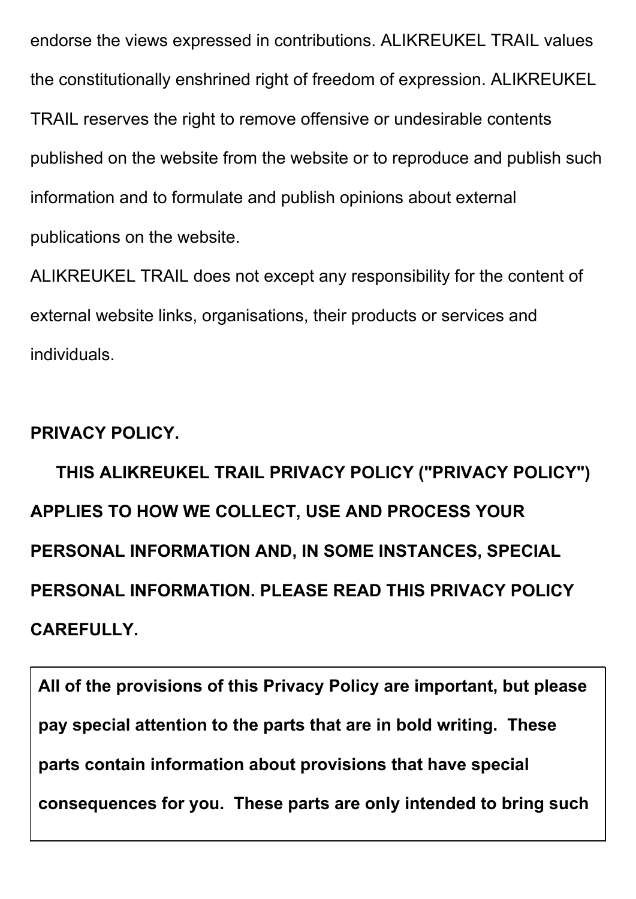endorse the views expressed in contributions. ALIKREUKEL TRAIL values the constitutionally enshrined right of freedom of expression. ALIKREUKEL TRAIL reserves the right to remove offensive or undesirable contents published on the website from the website or to reproduce and publish such information and to formulate and publish opinions about external publications on the website.

ALIKREUKEL TRAIL does not except any responsibility for the content of external website links, organisations, their products or services and individuals.

**PRIVACY POLICY.**

**THIS ALIKREUKEL TRAIL PRIVACY POLICY ("PRIVACY POLICY") APPLIES TO HOW WE COLLECT, USE AND PROCESS YOUR PERSONAL INFORMATION AND, IN SOME INSTANCES, SPECIAL PERSONAL INFORMATION. PLEASE READ THIS PRIVACY POLICY CAREFULLY.**

**All of the provisions of this Privacy Policy are important, but please pay special attention to the parts that are in bold writing. These parts contain information about provisions that have special consequences for you. These parts are only intended to bring such**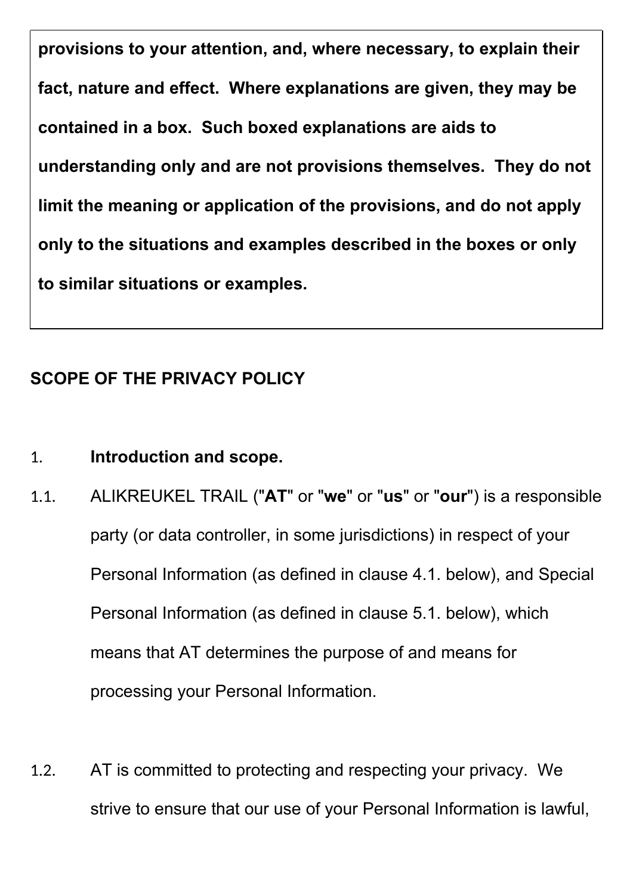**provisions to your attention, and, where necessary, to explain their fact, nature and effect. Where explanations are given, they may be contained in a box. Such boxed explanations are aids to understanding only and are not provisions themselves. They do not limit the meaning or application of the provisions, and do not apply only to the situations and examples described in the boxes or only to similar situations or examples.**

## SCOPE OF THE PRIVACY POLICY

1. **Introduction and scope.**

1.1. ALIKREUKEL TRAIL ("**AT**" or "**we**" or "**us**" or "**our**") is a responsible party (or data controller, in some jurisdictions) in respect of your Personal Information (as defined in clause 4.1. below), and Special Personal Information (as defined in clause 5.1. below), which means that AT determines the purpose of and means for processing your Personal Information.

1.2. AT is committed to protecting and respecting your privacy. We strive to ensure that our use of your Personal Information is lawful,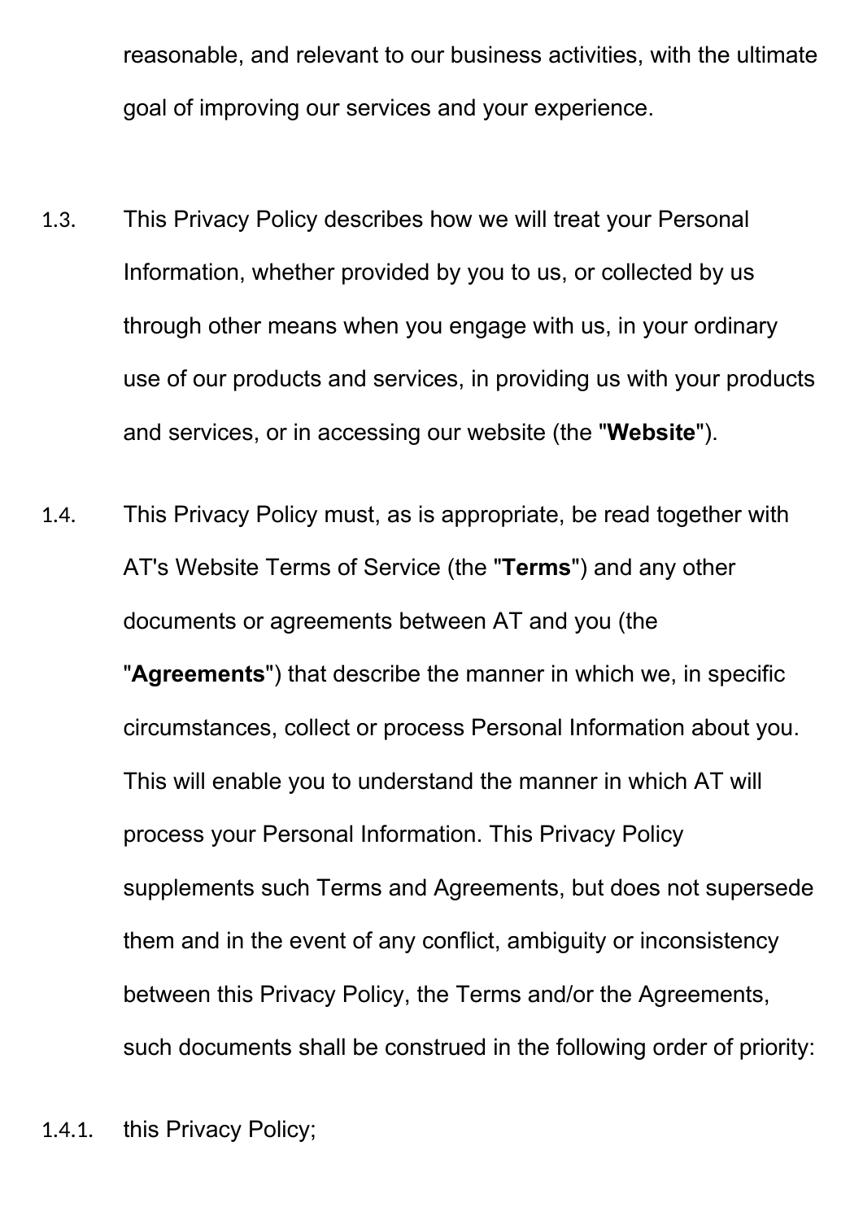reasonable, and relevant to our business activities, with the ultimate goal of improving our services and your experience.

1.3. This Privacy Policy describes how we will treat your Personal Information, whether provided by you to us, or collected by us through other means when you engage with us, in your ordinary use of our products and services, in providing us with your products and services, or in accessing our website (the "**Website**").

1.4. This Privacy Policy must, as is appropriate, be read together with AT's Website Terms of Service (the "**Terms**") and any other documents or agreements between AT and you (the "**Agreements**") that describe the manner in which we, in specific circumstances, collect or process Personal Information about you. This will enable you to understand the manner in which AT will process your Personal Information. This Privacy Policy supplements such Terms and Agreements, but does not supersede them and in the event of any conflict, ambiguity or inconsistency between this Privacy Policy, the Terms and/or the Agreements, such documents shall be construed in the following order of priority:

1.4.1. this Privacy Policy;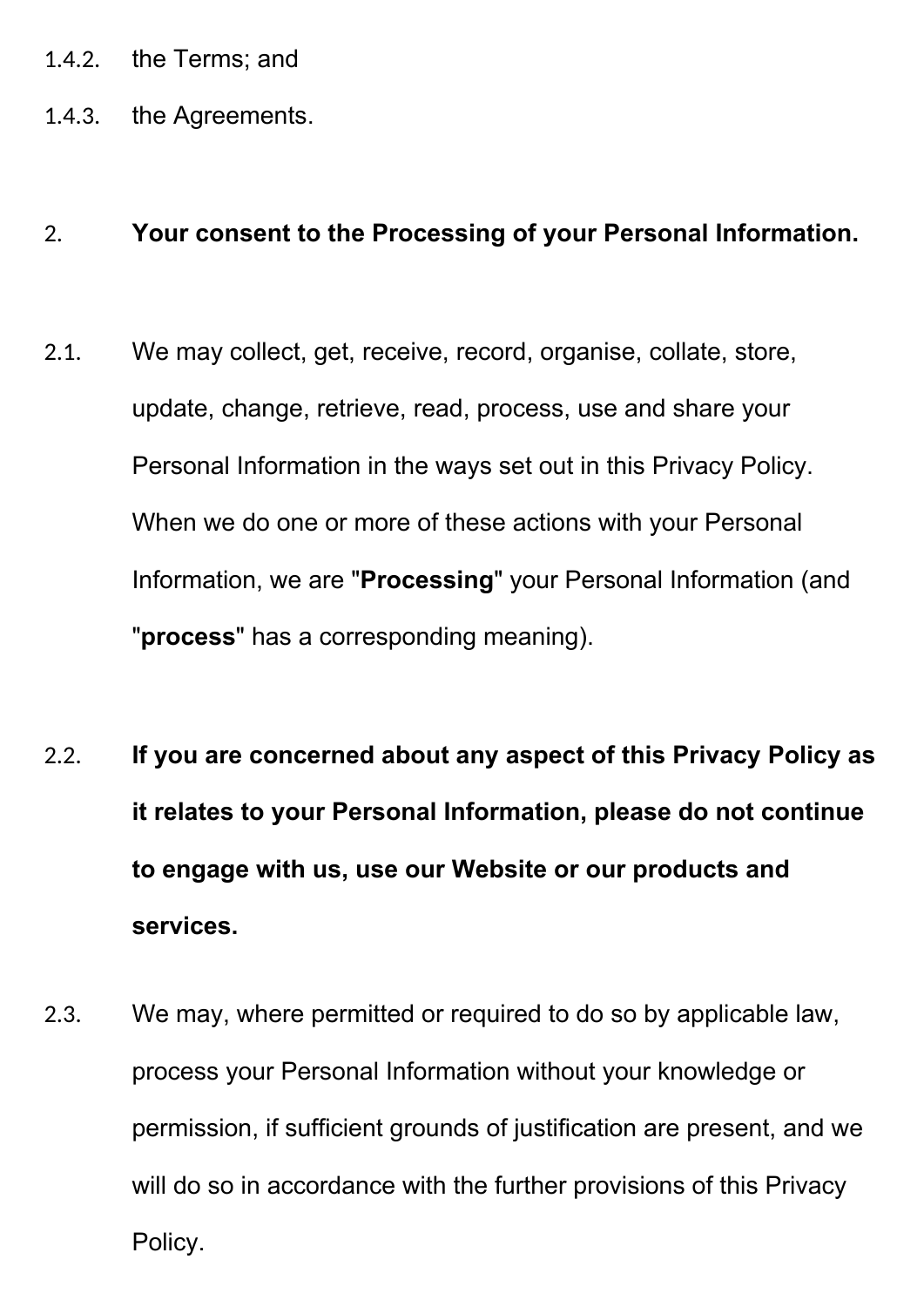1.4.2. the Terms; and

1.4.3. the Agreements.

## 2. Your consent to the Processing of your Personal Information.

2.1. We may collect, get, receive, record, organise, collate, store, update, change, retrieve, read, process, use and share your Personal Information in the ways set out in this Privacy Policy. When we do one or more of these actions with your Personal Information, we are "**Processing**" your Personal Information (and "**process**" has a corresponding meaning).

2.2. **If you are concerned about any aspect of this Privacy Policy as it relates to your Personal Information, please do not continue to engage with us, use our Website or our products and services.**

2.3. We may, where permitted or required to do so by applicable law, process your Personal Information without your knowledge or permission, if sufficient grounds of justification are present, and we will do so in accordance with the further provisions of this Privacy Policy.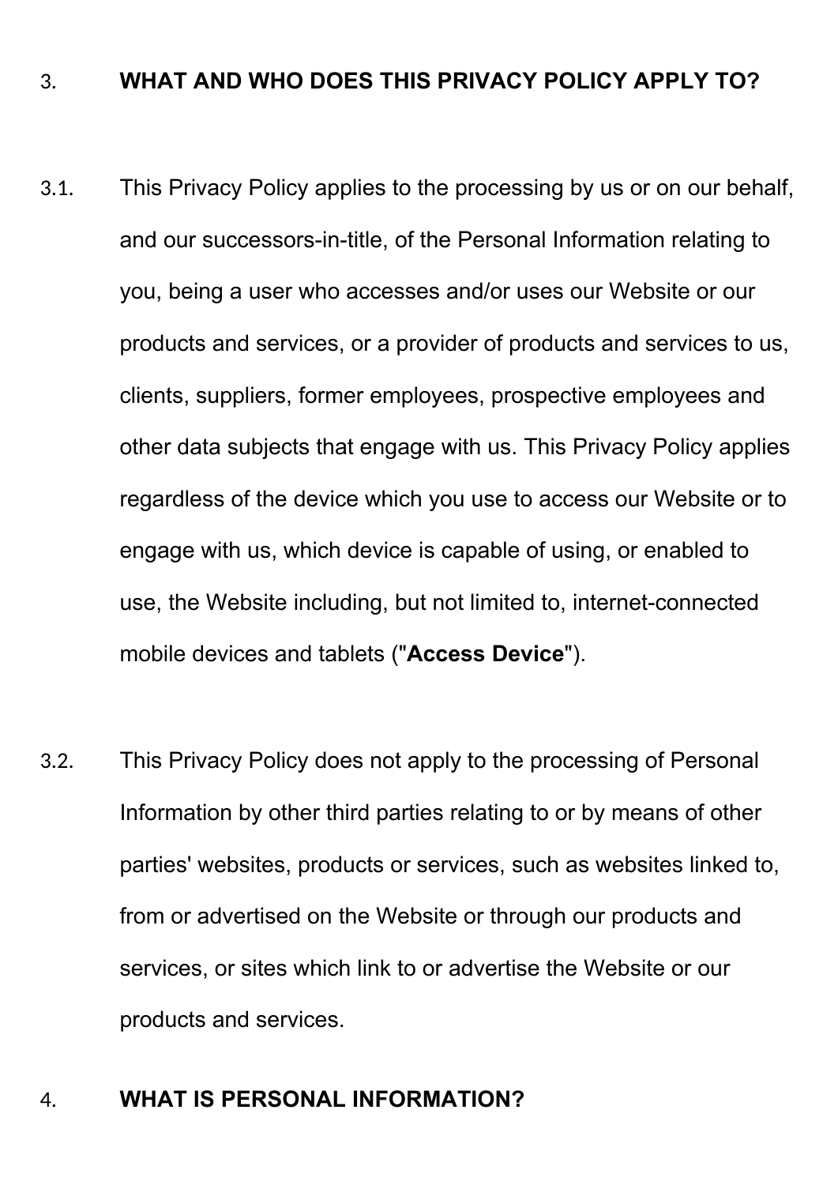## 3. WHAT AND WHO DOES THIS PRIVACY POLICY APPLY TO?

3.1. This Privacy Policy applies to the processing by us or on our behalf, and our successors-in-title, of the Personal Information relating to you, being a user who accesses and/or uses our Website or our products and services, or a provider of products and services to us, clients, suppliers, former employees, prospective employees and other data subjects that engage with us. This Privacy Policy applies regardless of the device which you use to access our Website or to engage with us, which device is capable of using, or enabled to use, the Website including, but not limited to, internet-connected mobile devices and tablets ("**Access Device**").

3.2. This Privacy Policy does not apply to the processing of Personal Information by other third parties relating to or by means of other parties' websites, products or services, such as websites linked to, from or advertised on the Website or through our products and services, or sites which link to or advertise the Website or our products and services.

## 4. WHAT IS PERSONAL INFORMATION?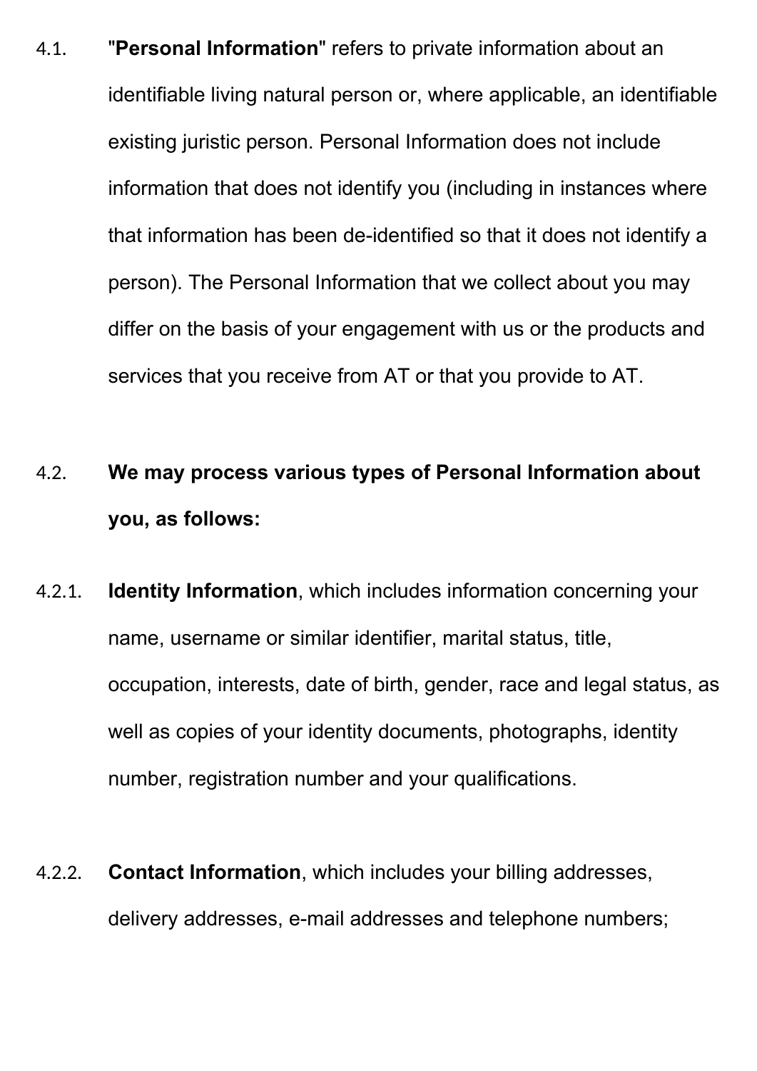4.1. "**Personal Information**" refers to private information about an identifiable living natural person or, where applicable, an identifiable existing juristic person. Personal Information does not include information that does not identify you (including in instances where that information has been de-identified so that it does not identify a person). The Personal Information that we collect about you may differ on the basis of your engagement with us or the products and services that you receive from AT or that you provide to AT.

4.2. **We may process various types of Personal Information about you, as follows:**

4.2.1. **Identity Information**, which includes information concerning your name, username or similar identifier, marital status, title, occupation, interests, date of birth, gender, race and legal status, as well as copies of your identity documents, photographs, identity number, registration number and your qualifications.

4.2.2. **Contact Information**, which includes your billing addresses, delivery addresses, e-mail addresses and telephone numbers;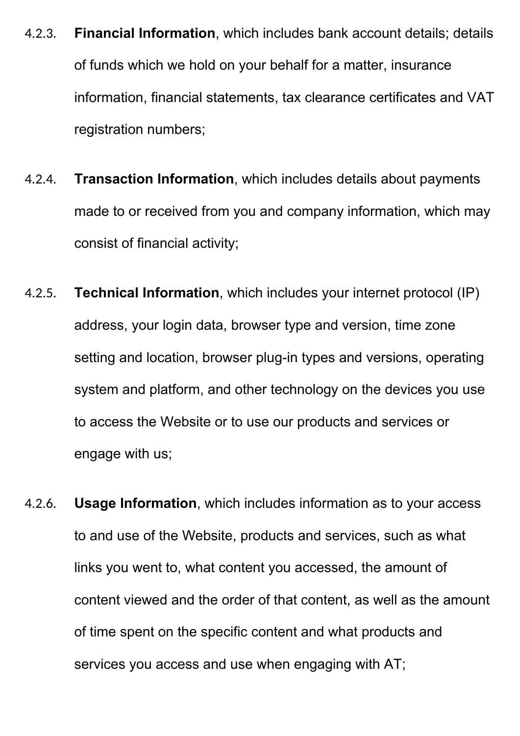4.2.3. **Financial Information**, which includes bank account details; details of funds which we hold on your behalf for a matter, insurance information, financial statements, tax clearance certificates and VAT registration numbers;

4.2.4. **Transaction Information**, which includes details about payments made to or received from you and company information, which may consist of financial activity;

4.2.5. **Technical Information**, which includes your internet protocol (IP) address, your login data, browser type and version, time zone setting and location, browser plug-in types and versions, operating system and platform, and other technology on the devices you use to access the Website or to use our products and services or engage with us;

4.2.6. **Usage Information**, which includes information as to your access to and use of the Website, products and services, such as what links you went to, what content you accessed, the amount of content viewed and the order of that content, as well as the amount of time spent on the specific content and what products and services you access and use when engaging with AT;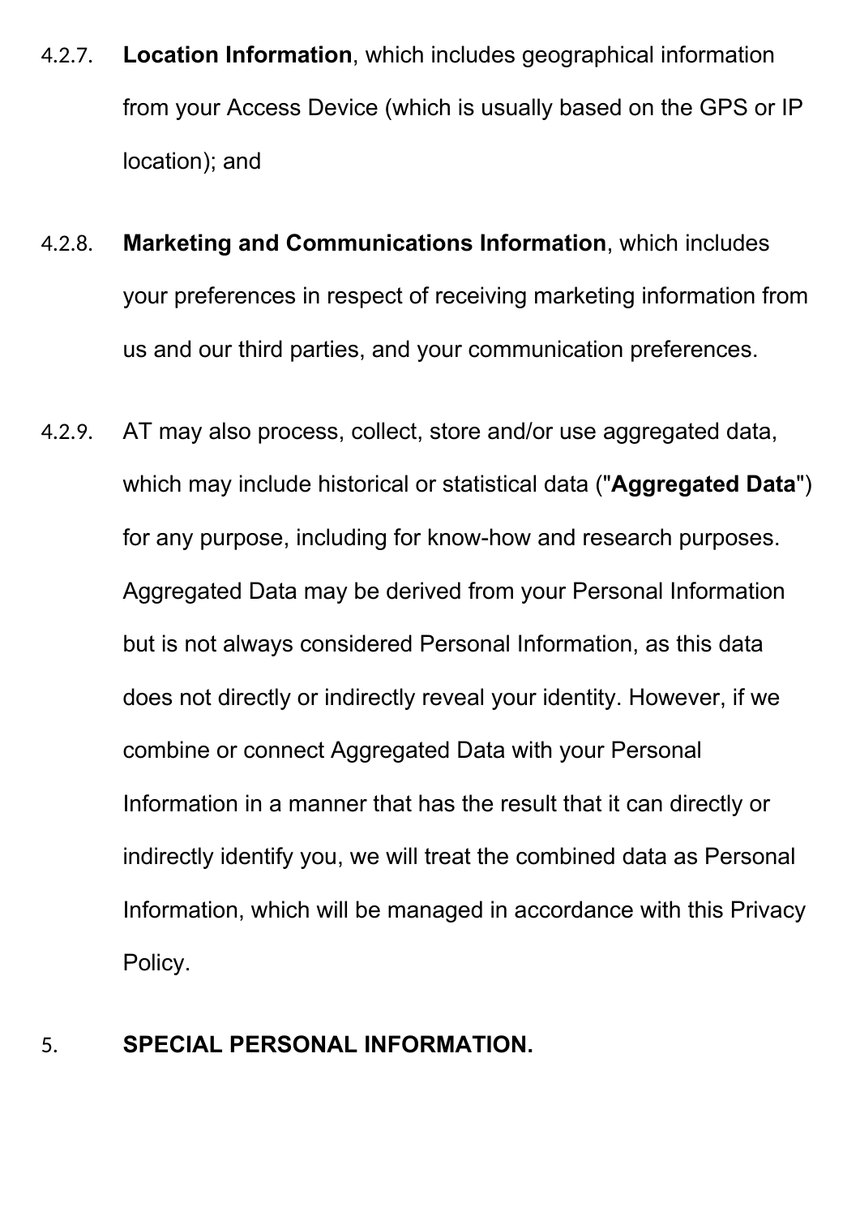4.2.7. **Location Information**, which includes geographical information from your Access Device (which is usually based on the GPS or IP location); and

4.2.8. **Marketing and Communications Information**, which includes your preferences in respect of receiving marketing information from us and our third parties, and your communication preferences.

4.2.9. AT may also process, collect, store and/or use aggregated data, which may include historical or statistical data ("**Aggregated Data**") for any purpose, including for know-how and research purposes. Aggregated Data may be derived from your Personal Information but is not always considered Personal Information, as this data does not directly or indirectly reveal your identity. However, if we combine or connect Aggregated Data with your Personal Information in a manner that has the result that it can directly or indirectly identify you, we will treat the combined data as Personal Information, which will be managed in accordance with this Privacy Policy.

## 5. SPECIAL PERSONAL INFORMATION.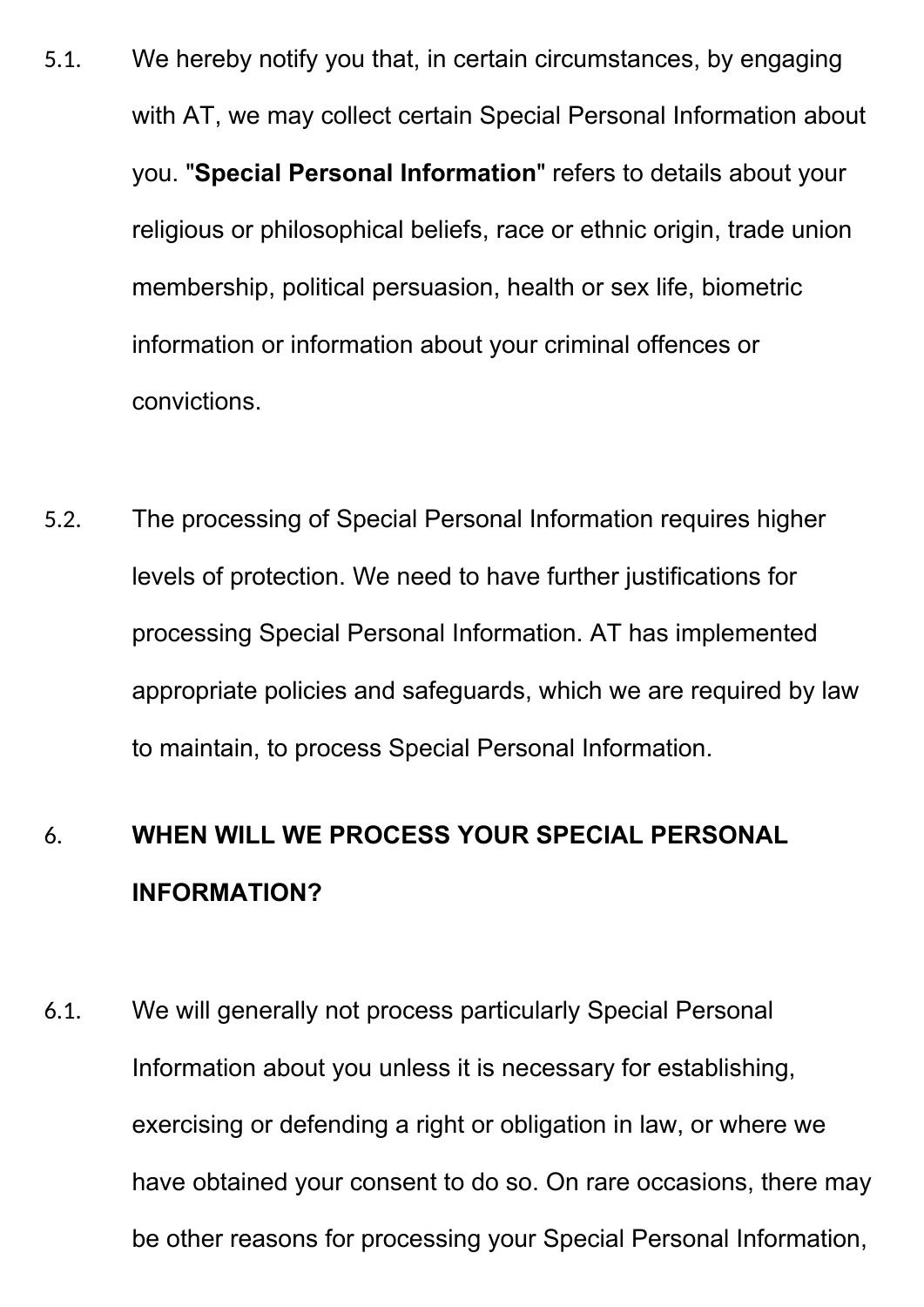5.1. We hereby notify you that, in certain circumstances, by engaging with AT, we may collect certain Special Personal Information about you. "**Special Personal Information**" refers to details about your religious or philosophical beliefs, race or ethnic origin, trade union membership, political persuasion, health or sex life, biometric information or information about your criminal offences or convictions.

5.2. The processing of Special Personal Information requires higher levels of protection. We need to have further justifications for processing Special Personal Information. AT has implemented appropriate policies and safeguards, which we are required by law to maintain, to process Special Personal Information.

## 6. WHEN WILL WE PROCESS YOUR SPECIAL PERSONAL INFORMATION?

6.1. We will generally not process particularly Special Personal Information about you unless it is necessary for establishing, exercising or defending a right or obligation in law, or where we have obtained your consent to do so. On rare occasions, there may be other reasons for processing your Special Personal Information,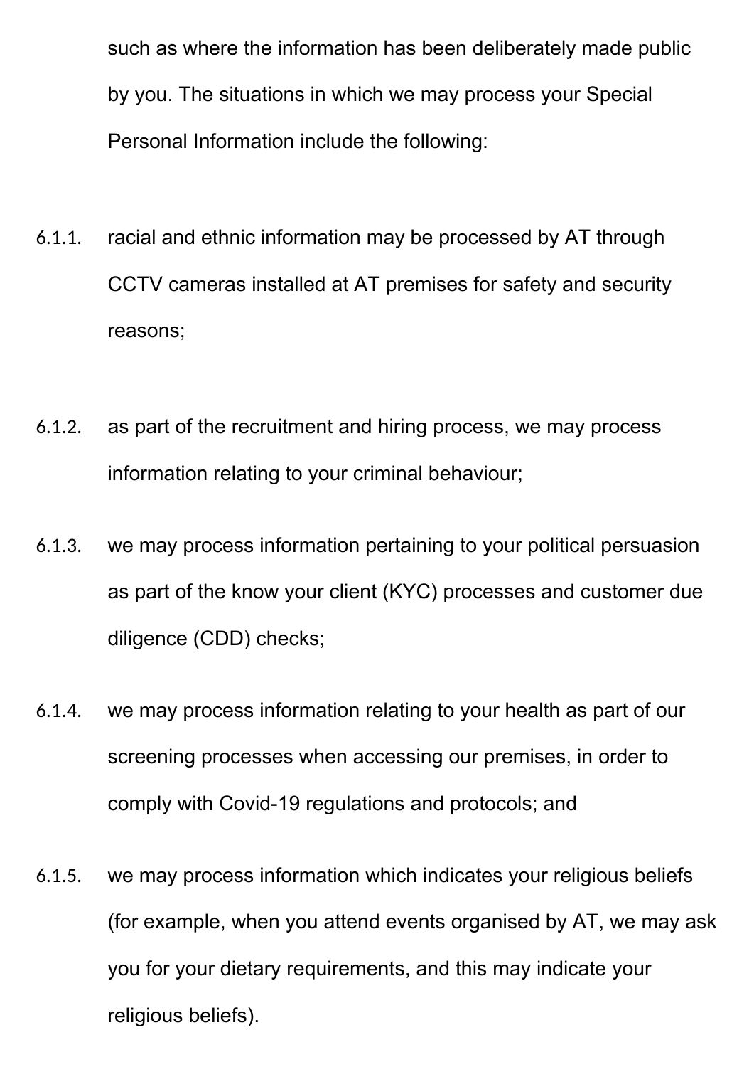such as where the information has been deliberately made public by you. The situations in which we may process your Special Personal Information include the following:

6.1.1. racial and ethnic information may be processed by AT through CCTV cameras installed at AT premises for safety and security reasons;

6.1.2. as part of the recruitment and hiring process, we may process information relating to your criminal behaviour;

6.1.3. we may process information pertaining to your political persuasion as part of the know your client (KYC) processes and customer due diligence (CDD) checks;

6.1.4. we may process information relating to your health as part of our screening processes when accessing our premises, in order to comply with Covid-19 regulations and protocols; and

6.1.5. we may process information which indicates your religious beliefs (for example, when you attend events organised by AT, we may ask you for your dietary requirements, and this may indicate your religious beliefs).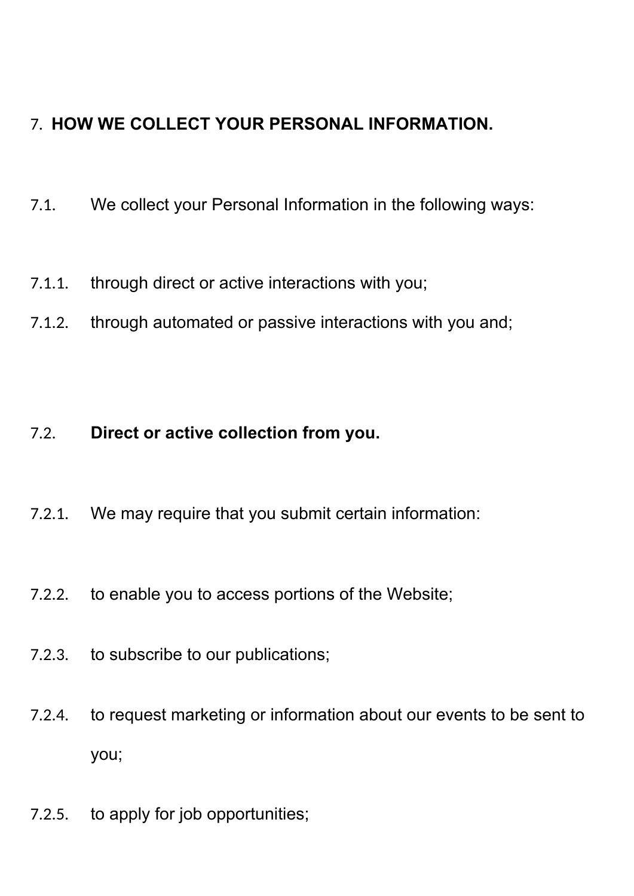## 7. HOW WE COLLECT YOUR PERSONAL INFORMATION.

7.1. We collect your Personal Information in the following ways:

7.1.1. through direct or active interactions with you;

7.1.2. through automated or passive interactions with you and;

### 7.2. Direct or active collection from you.

7.2.1. We may require that you submit certain information:

7.2.2. to enable you to access portions of the Website;

7.2.3. to subscribe to our publications;

7.2.4. to request marketing or information about our events to be sent to you;

7.2.5. to apply for job opportunities;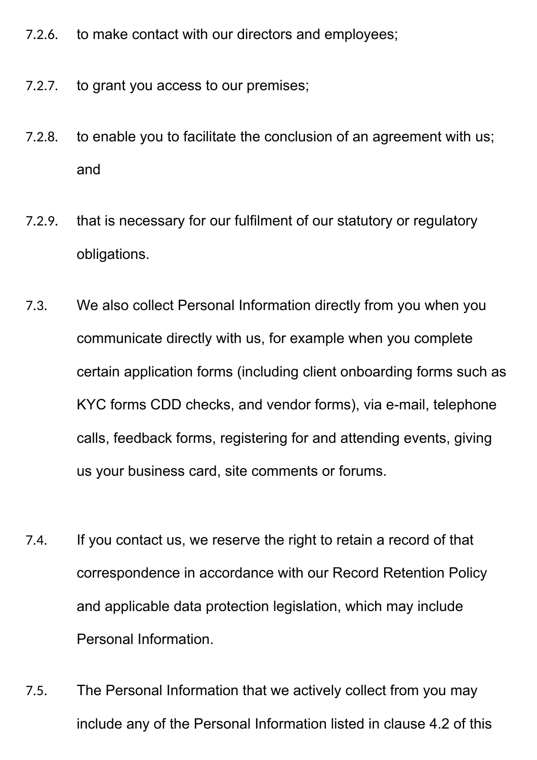7.2.6. to make contact with our directors and employees;

7.2.7. to grant you access to our premises;

7.2.8. to enable you to facilitate the conclusion of an agreement with us; and

7.2.9. that is necessary for our fulfilment of our statutory or regulatory obligations.

7.3. We also collect Personal Information directly from you when you communicate directly with us, for example when you complete certain application forms (including client onboarding forms such as KYC forms CDD checks, and vendor forms), via e-mail, telephone calls, feedback forms, registering for and attending events, giving us your business card, site comments or forums.

7.4. If you contact us, we reserve the right to retain a record of that correspondence in accordance with our Record Retention Policy and applicable data protection legislation, which may include Personal Information.

7.5. The Personal Information that we actively collect from you may include any of the Personal Information listed in clause 4.2 of this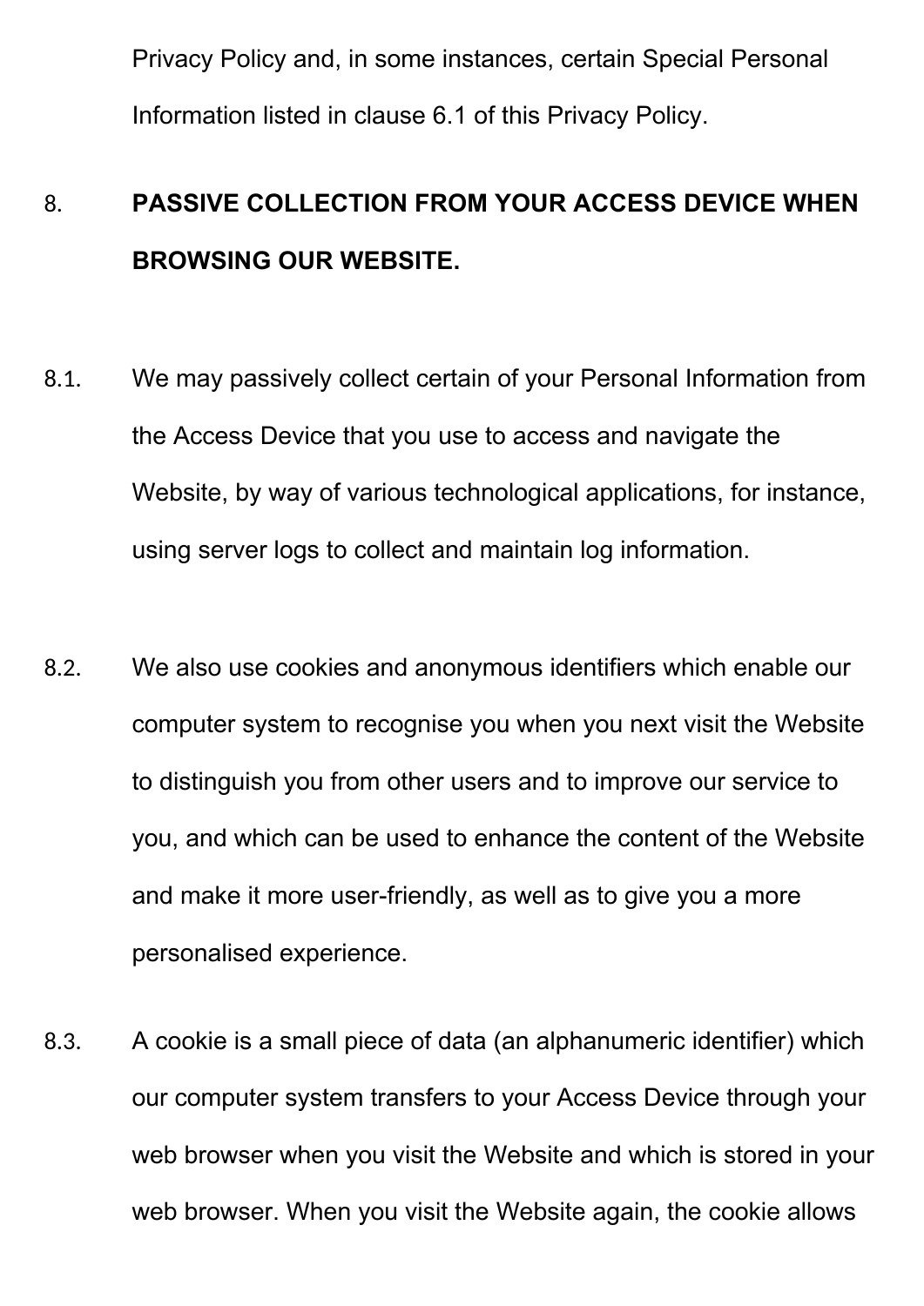Privacy Policy and, in some instances, certain Special Personal Information listed in clause 6.1 of this Privacy Policy.

8. **PASSIVE COLLECTION FROM YOUR ACCESS DEVICE WHEN BROWSING OUR WEBSITE.**

8.1. We may passively collect certain of your Personal Information from the Access Device that you use to access and navigate the Website, by way of various technological applications, for instance, using server logs to collect and maintain log information.

8.2. We also use cookies and anonymous identifiers which enable our computer system to recognise you when you next visit the Website to distinguish you from other users and to improve our service to you, and which can be used to enhance the content of the Website and make it more user-friendly, as well as to give you a more personalised experience.

8.3. A cookie is a small piece of data (an alphanumeric identifier) which our computer system transfers to your Access Device through your web browser when you visit the Website and which is stored in your web browser. When you visit the Website again, the cookie allows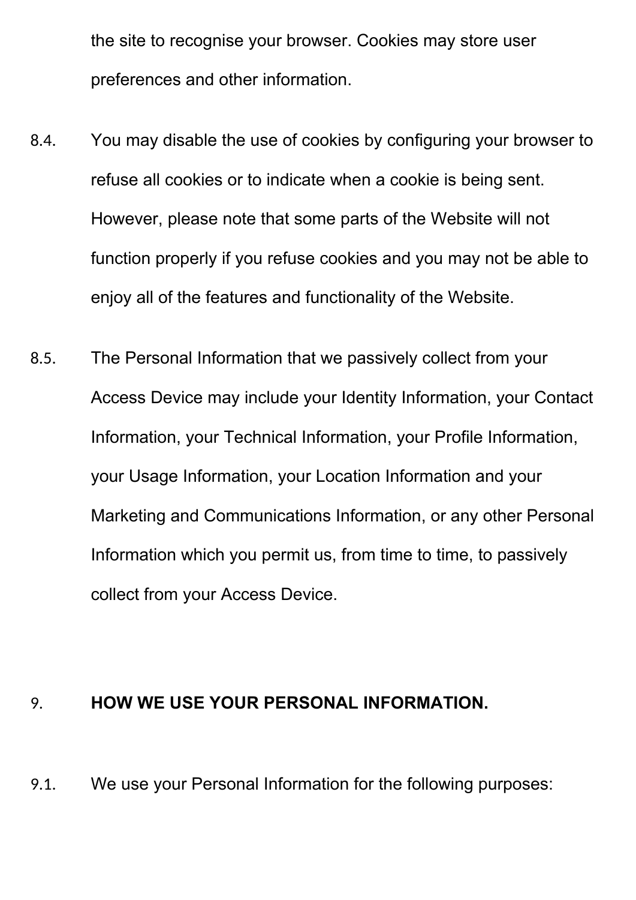the site to recognise your browser. Cookies may store user preferences and other information.

8.4. You may disable the use of cookies by configuring your browser to refuse all cookies or to indicate when a cookie is being sent. However, please note that some parts of the Website will not function properly if you refuse cookies and you may not be able to enjoy all of the features and functionality of the Website.

8.5. The Personal Information that we passively collect from your Access Device may include your Identity Information, your Contact Information, your Technical Information, your Profile Information, your Usage Information, your Location Information and your Marketing and Communications Information, or any other Personal Information which you permit us, from time to time, to passively collect from your Access Device.

## 9. HOW WE USE YOUR PERSONAL INFORMATION.

9.1. We use your Personal Information for the following purposes: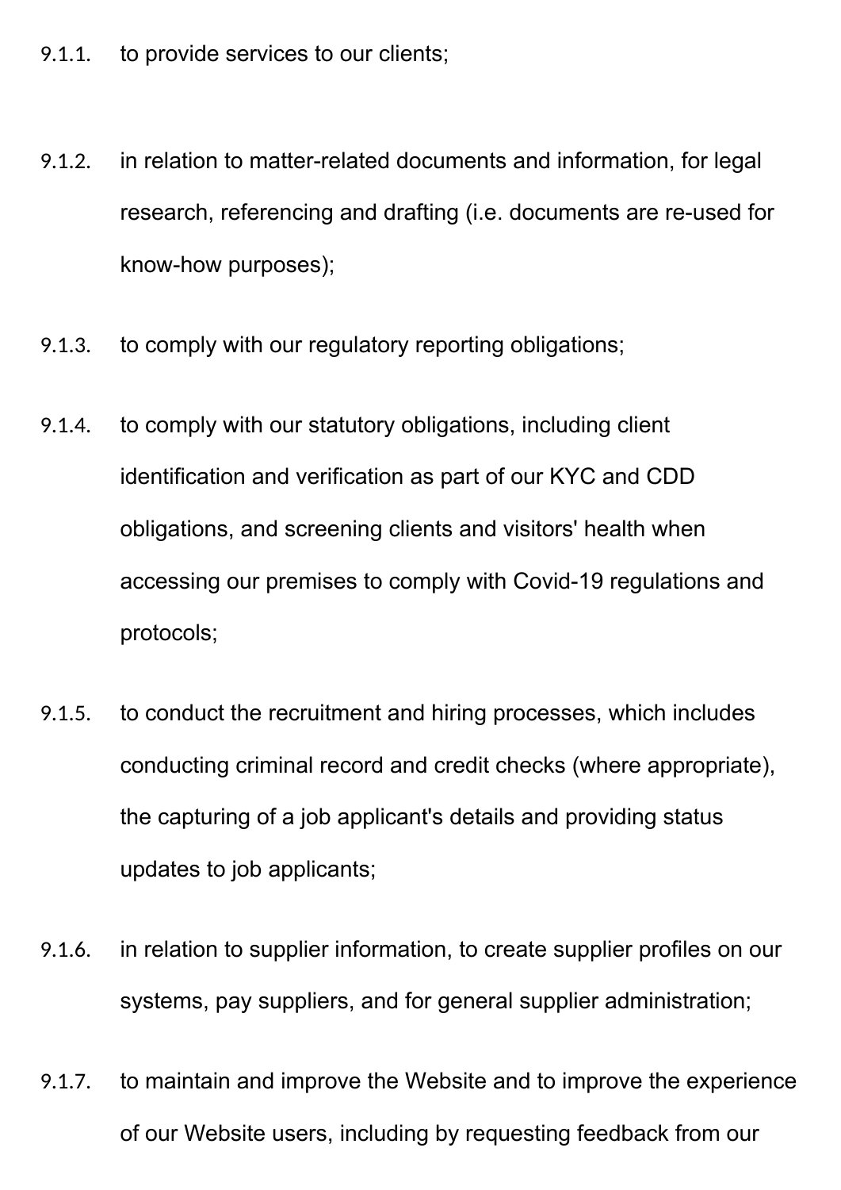9.1.1. to provide services to our clients;

9.1.2. in relation to matter-related documents and information, for legal research, referencing and drafting (i.e. documents are re-used for know-how purposes);

9.1.3. to comply with our regulatory reporting obligations;

9.1.4. to comply with our statutory obligations, including client identification and verification as part of our KYC and CDD obligations, and screening clients and visitors' health when accessing our premises to comply with Covid-19 regulations and protocols;

9.1.5. to conduct the recruitment and hiring processes, which includes conducting criminal record and credit checks (where appropriate), the capturing of a job applicant's details and providing status updates to job applicants;

9.1.6. in relation to supplier information, to create supplier profiles on our systems, pay suppliers, and for general supplier administration;

9.1.7. to maintain and improve the Website and to improve the experience of our Website users, including by requesting feedback from our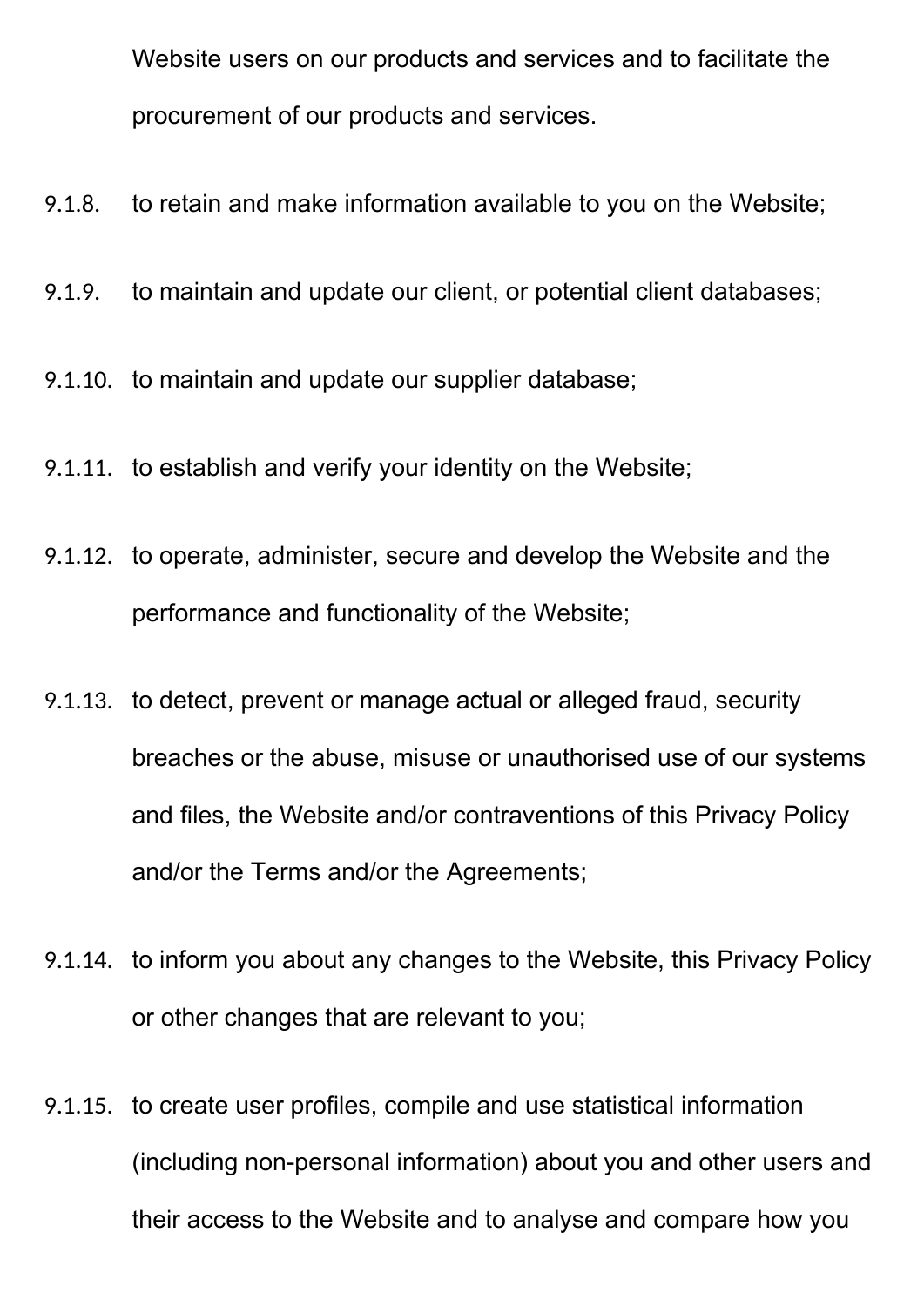Website users on our products and services and to facilitate the procurement of our products and services.

9.1.8. to retain and make information available to you on the Website;

9.1.9. to maintain and update our client, or potential client databases;

9.1.10. to maintain and update our supplier database;

9.1.11. to establish and verify your identity on the Website;

9.1.12. to operate, administer, secure and develop the Website and the performance and functionality of the Website;

9.1.13. to detect, prevent or manage actual or alleged fraud, security breaches or the abuse, misuse or unauthorised use of our systems and files, the Website and/or contraventions of this Privacy Policy and/or the Terms and/or the Agreements;

9.1.14. to inform you about any changes to the Website, this Privacy Policy or other changes that are relevant to you;

9.1.15. to create user profiles, compile and use statistical information (including non-personal information) about you and other users and their access to the Website and to analyse and compare how you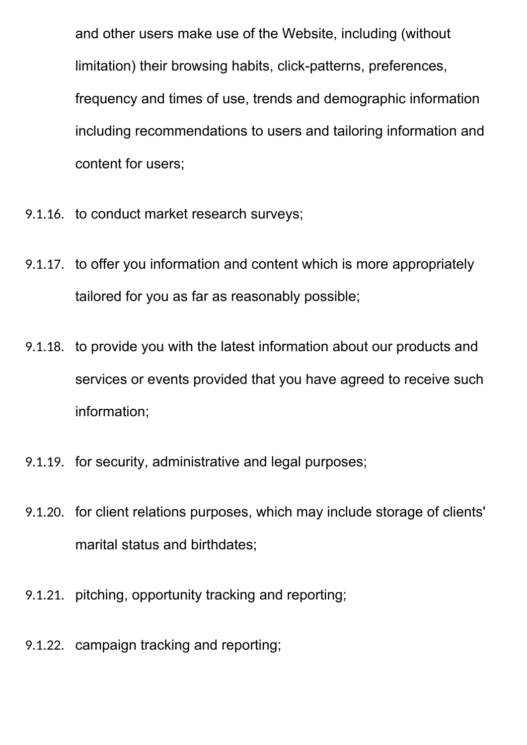and other users make use of the Website, including (without limitation) their browsing habits, click-patterns, preferences, frequency and times of use, trends and demographic information including recommendations to users and tailoring information and content for users;

9.1.16. to conduct market research surveys;

9.1.17. to offer you information and content which is more appropriately tailored for you as far as reasonably possible;

9.1.18. to provide you with the latest information about our products and services or events provided that you have agreed to receive such information;

9.1.19. for security, administrative and legal purposes;

9.1.20. for client relations purposes, which may include storage of clients' marital status and birthdates;

9.1.21. pitching, opportunity tracking and reporting;

9.1.22. campaign tracking and reporting;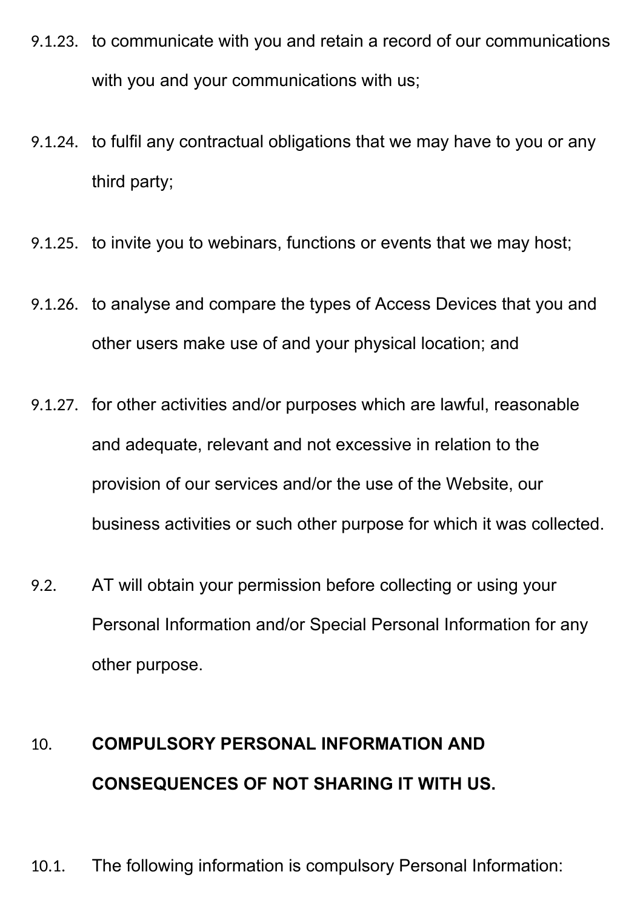9.1.23. to communicate with you and retain a record of our communications with you and your communications with us;

9.1.24. to fulfil any contractual obligations that we may have to you or any third party;

9.1.25. to invite you to webinars, functions or events that we may host;

9.1.26. to analyse and compare the types of Access Devices that you and other users make use of and your physical location; and

9.1.27. for other activities and/or purposes which are lawful, reasonable and adequate, relevant and not excessive in relation to the provision of our services and/or the use of the Website, our business activities or such other purpose for which it was collected.

9.2. AT will obtain your permission before collecting or using your Personal Information and/or Special Personal Information for any other purpose.

## 10. COMPULSORY PERSONAL INFORMATION AND CONSEQUENCES OF NOT SHARING IT WITH US.

10.1. The following information is compulsory Personal Information: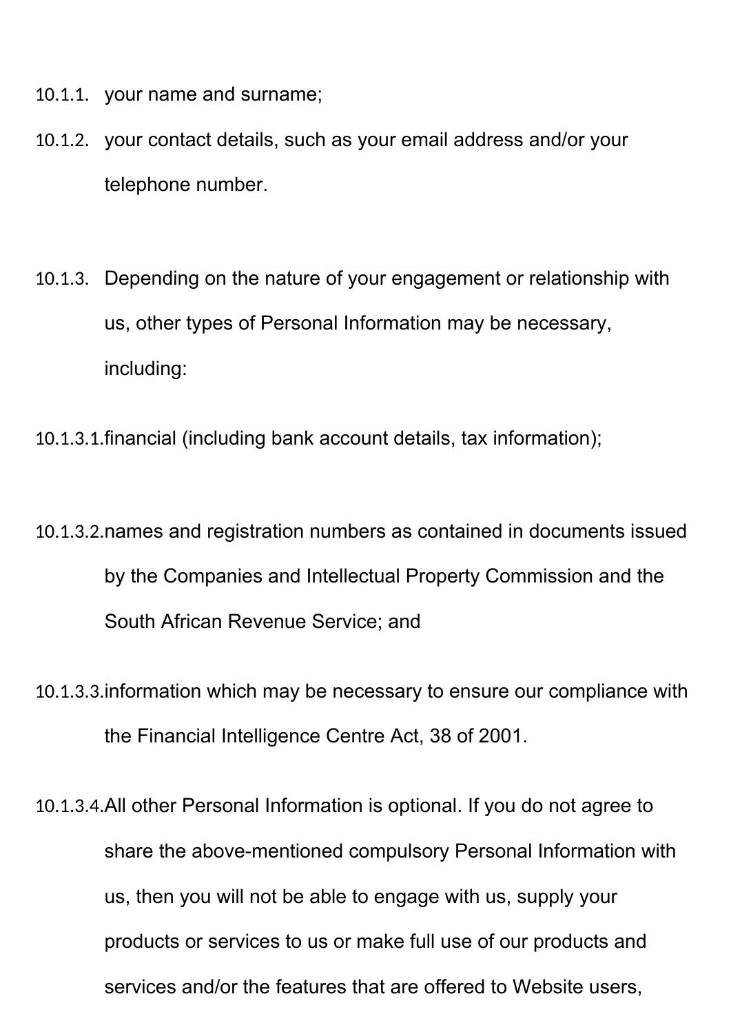10.1.1. your name and surname;

10.1.2. your contact details, such as your email address and/or your telephone number.

10.1.3. Depending on the nature of your engagement or relationship with us, other types of Personal Information may be necessary, including:

10.1.3.1. financial (including bank account details, tax information);

10.1.3.2. names and registration numbers as contained in documents issued by the Companies and Intellectual Property Commission and the South African Revenue Service; and

10.1.3.3. information which may be necessary to ensure our compliance with the Financial Intelligence Centre Act, 38 of 2001.

10.1.3.4. All other Personal Information is optional. If you do not agree to share the above-mentioned compulsory Personal Information with us, then you will not be able to engage with us, supply your products or services to us or make full use of our products and services and/or the features that are offered to Website users,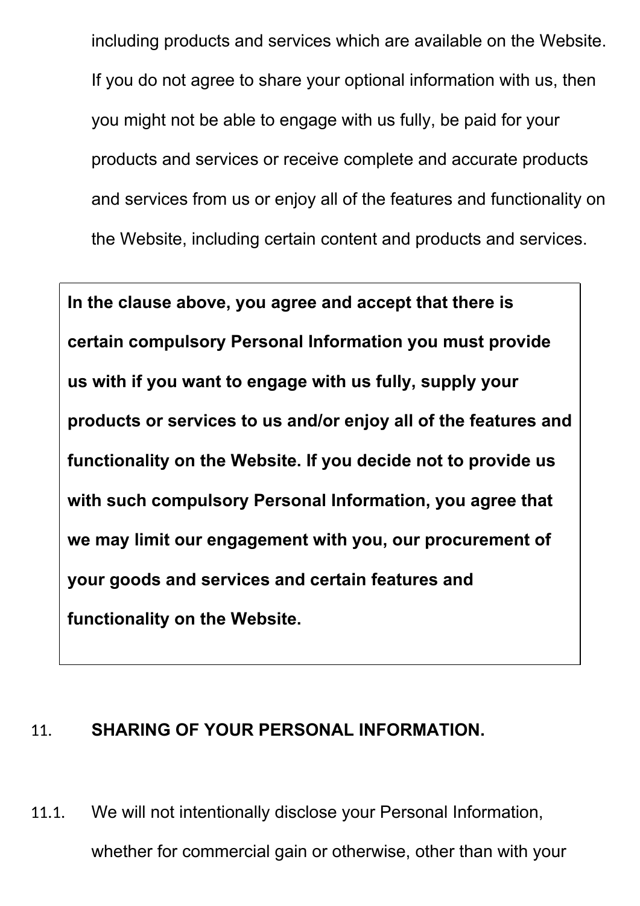including products and services which are available on the Website. If you do not agree to share your optional information with us, then you might not be able to engage with us fully, be paid for your products and services or receive complete and accurate products and services from us or enjoy all of the features and functionality on the Website, including certain content and products and services.

> **In the clause above, you agree and accept that there is certain compulsory Personal Information you must provide us with if you want to engage with us fully, supply your products or services to us and/or enjoy all of the features and functionality on the Website. If you decide not to provide us with such compulsory Personal Information, you agree that we may limit our engagement with you, our procurement of your goods and services and certain features and functionality on the Website.**

## 11. SHARING OF YOUR PERSONAL INFORMATION.

11.1. We will not intentionally disclose your Personal Information, whether for commercial gain or otherwise, other than with your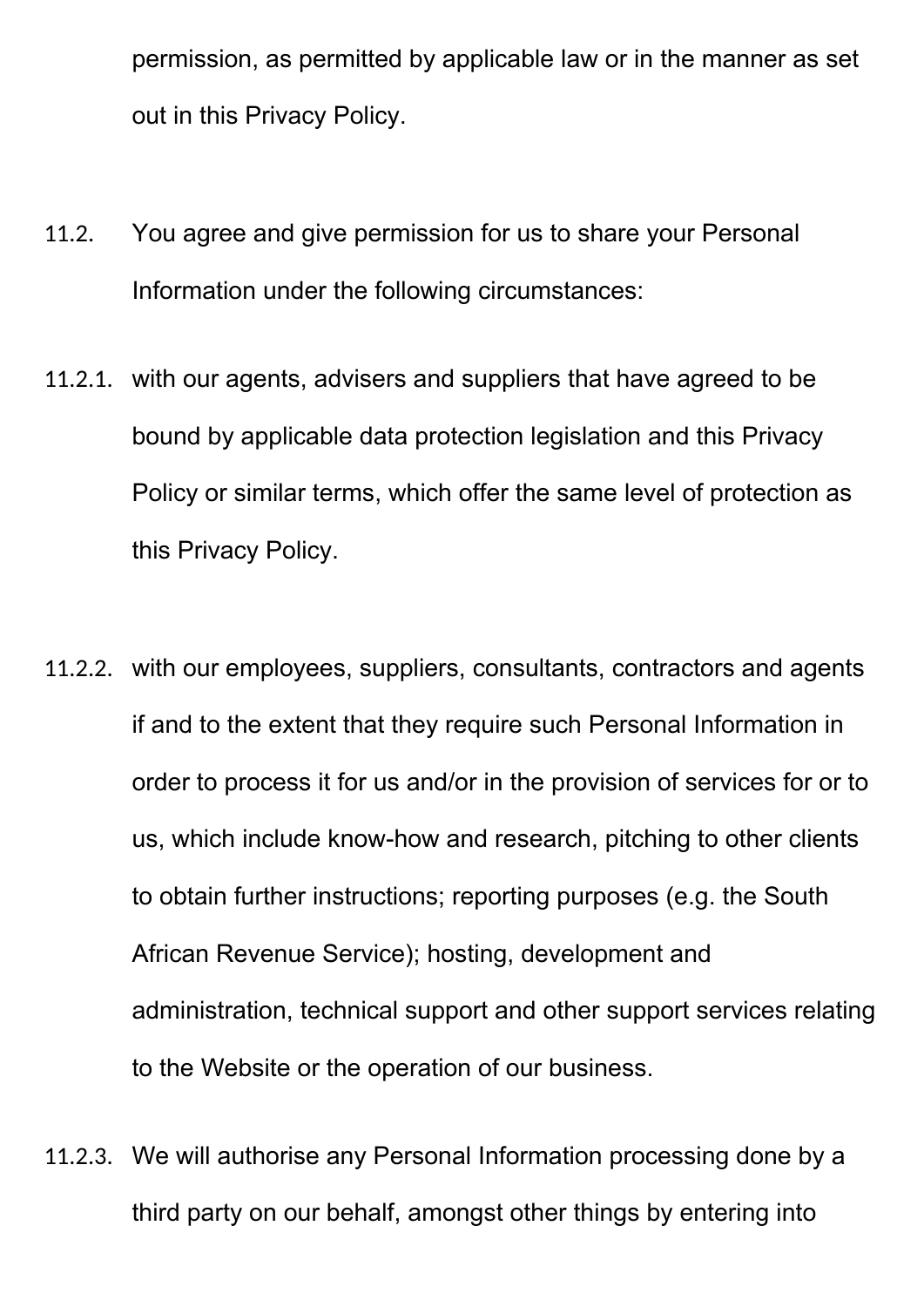permission, as permitted by applicable law or in the manner as set out in this Privacy Policy.

11.2. You agree and give permission for us to share your Personal Information under the following circumstances:

11.2.1. with our agents, advisers and suppliers that have agreed to be bound by applicable data protection legislation and this Privacy Policy or similar terms, which offer the same level of protection as this Privacy Policy.

11.2.2. with our employees, suppliers, consultants, contractors and agents if and to the extent that they require such Personal Information in order to process it for us and/or in the provision of services for or to us, which include know-how and research, pitching to other clients to obtain further instructions; reporting purposes (e.g. the South African Revenue Service); hosting, development and administration, technical support and other support services relating to the Website or the operation of our business.

11.2.3. We will authorise any Personal Information processing done by a third party on our behalf, amongst other things by entering into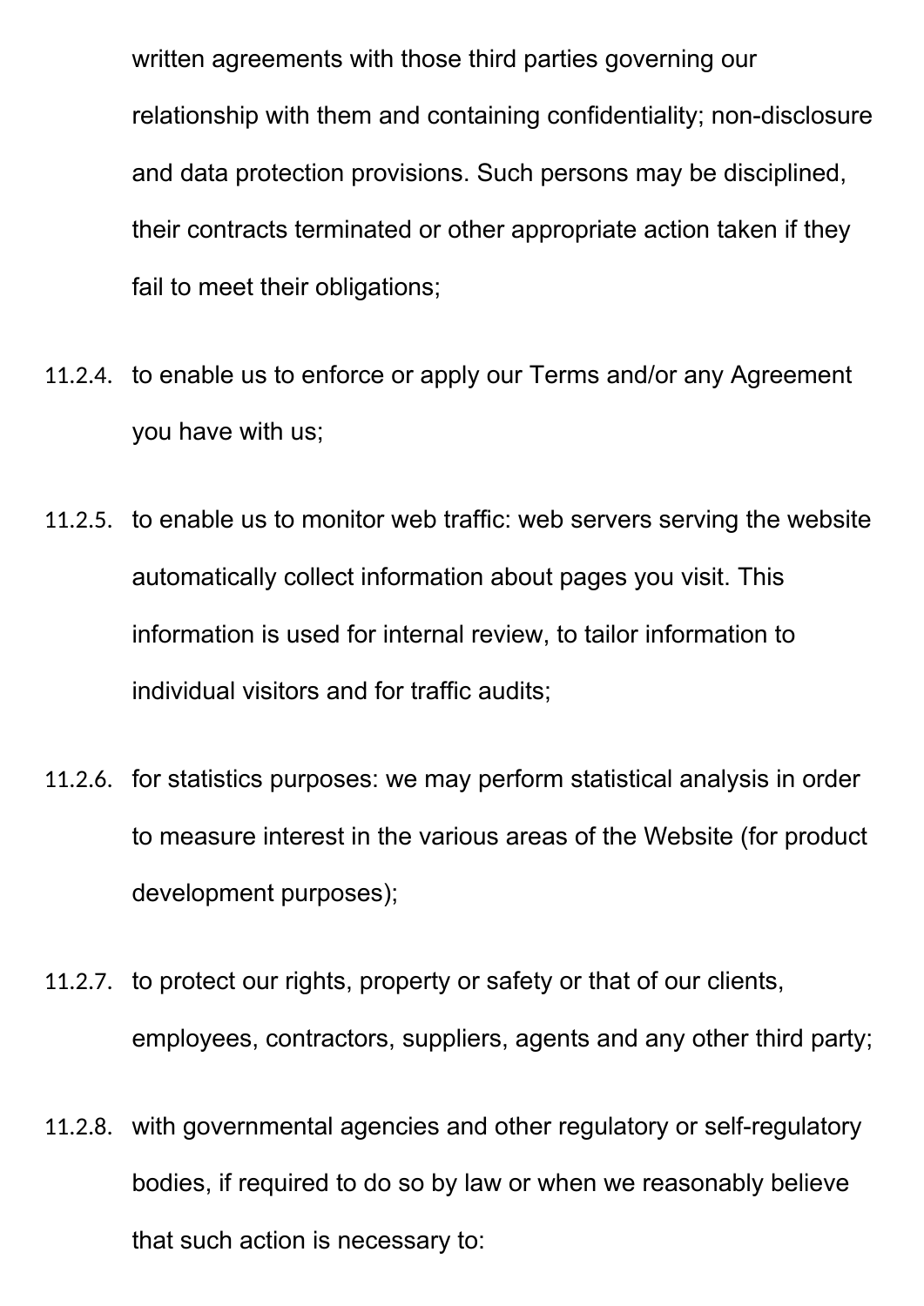written agreements with those third parties governing our relationship with them and containing confidentiality; non-disclosure and data protection provisions. Such persons may be disciplined, their contracts terminated or other appropriate action taken if they fail to meet their obligations;

11.2.4. to enable us to enforce or apply our Terms and/or any Agreement you have with us;

11.2.5. to enable us to monitor web traffic: web servers serving the website automatically collect information about pages you visit. This information is used for internal review, to tailor information to individual visitors and for traffic audits;

11.2.6. for statistics purposes: we may perform statistical analysis in order to measure interest in the various areas of the Website (for product development purposes);

11.2.7. to protect our rights, property or safety or that of our clients, employees, contractors, suppliers, agents and any other third party;

11.2.8. with governmental agencies and other regulatory or self-regulatory bodies, if required to do so by law or when we reasonably believe that such action is necessary to: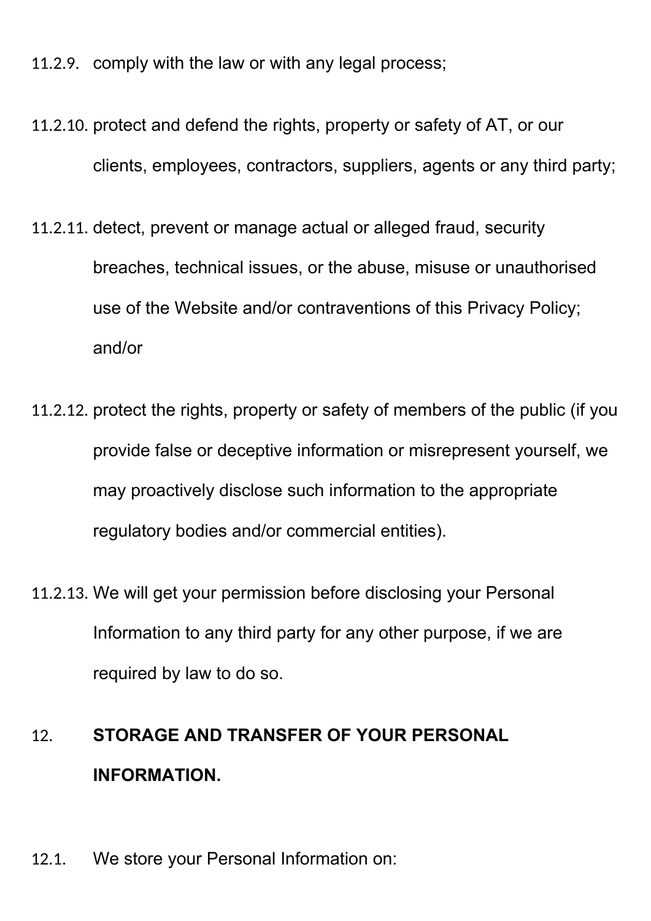11.2.9. comply with the law or with any legal process;

11.2.10. protect and defend the rights, property or safety of AT, or our clients, employees, contractors, suppliers, agents or any third party;

11.2.11. detect, prevent or manage actual or alleged fraud, security breaches, technical issues, or the abuse, misuse or unauthorised use of the Website and/or contraventions of this Privacy Policy; and/or

11.2.12. protect the rights, property or safety of members of the public (if you provide false or deceptive information or misrepresent yourself, we may proactively disclose such information to the appropriate regulatory bodies and/or commercial entities).

11.2.13. We will get your permission before disclosing your Personal Information to any third party for any other purpose, if we are required by law to do so.

## 12. STORAGE AND TRANSFER OF YOUR PERSONAL INFORMATION.

12.1. We store your Personal Information on: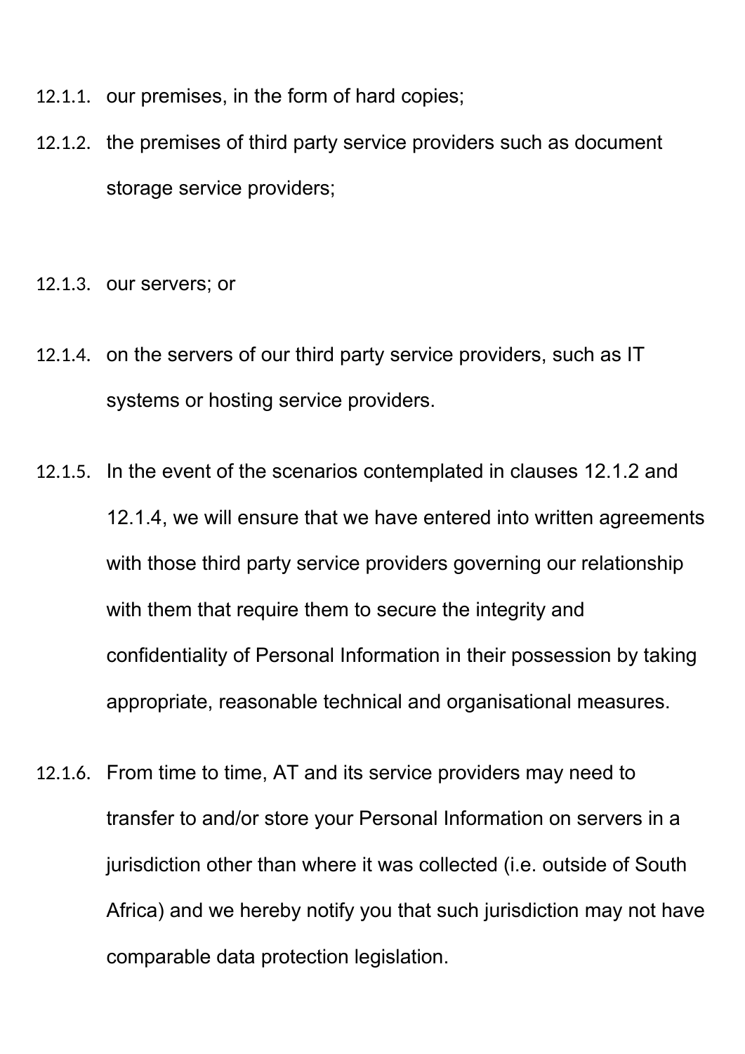12.1.1. our premises, in the form of hard copies;

12.1.2. the premises of third party service providers such as document storage service providers;

12.1.3. our servers; or

12.1.4. on the servers of our third party service providers, such as IT systems or hosting service providers.

12.1.5. In the event of the scenarios contemplated in clauses 12.1.2 and 12.1.4, we will ensure that we have entered into written agreements with those third party service providers governing our relationship with them that require them to secure the integrity and confidentiality of Personal Information in their possession by taking appropriate, reasonable technical and organisational measures.

12.1.6. From time to time, AT and its service providers may need to transfer to and/or store your Personal Information on servers in a jurisdiction other than where it was collected (i.e. outside of South Africa) and we hereby notify you that such jurisdiction may not have comparable data protection legislation.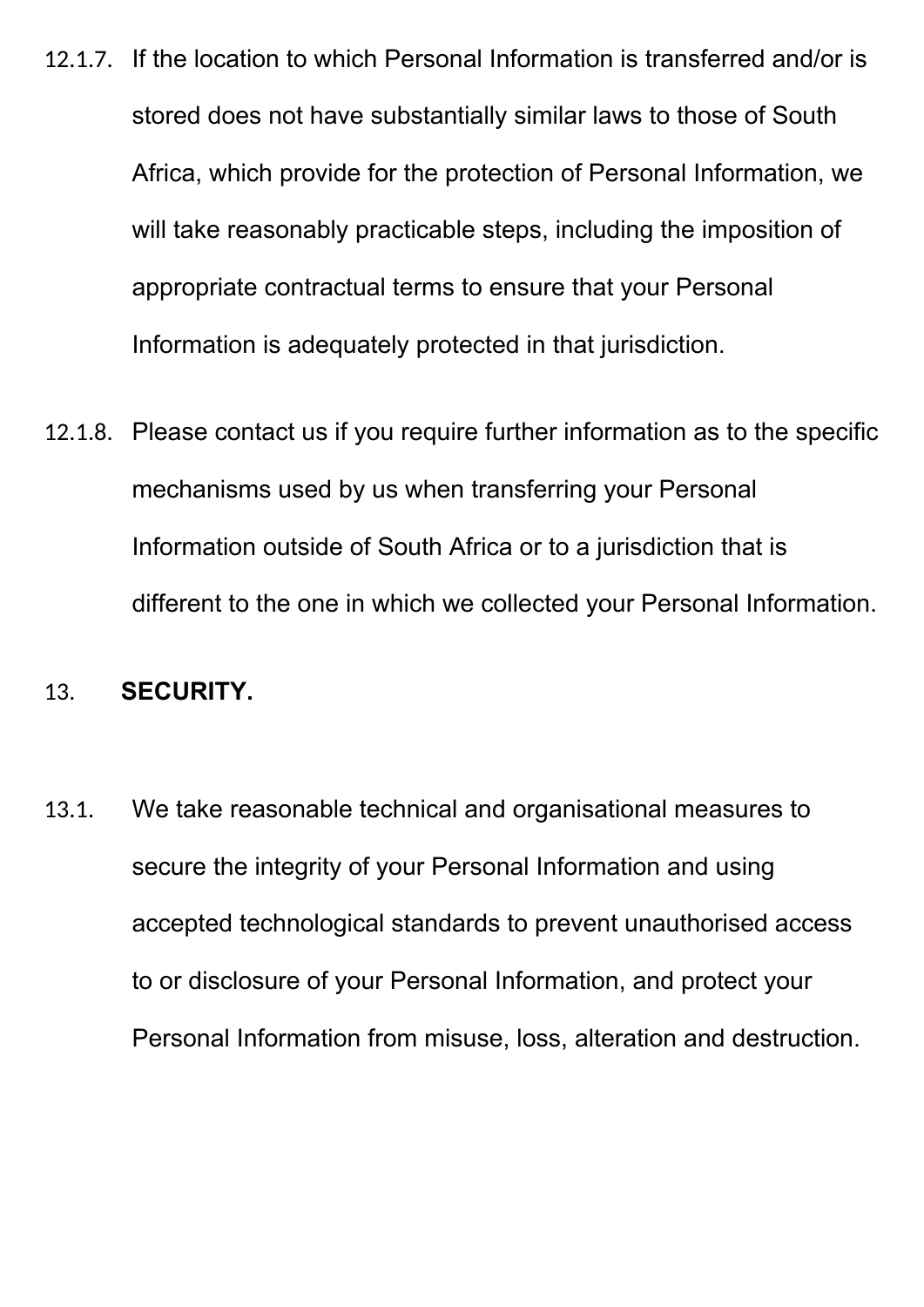12.1.7. If the location to which Personal Information is transferred and/or is stored does not have substantially similar laws to those of South Africa, which provide for the protection of Personal Information, we will take reasonably practicable steps, including the imposition of appropriate contractual terms to ensure that your Personal Information is adequately protected in that jurisdiction.

12.1.8. Please contact us if you require further information as to the specific mechanisms used by us when transferring your Personal Information outside of South Africa or to a jurisdiction that is different to the one in which we collected your Personal Information.

## 13. **SECURITY.**

13.1. We take reasonable technical and organisational measures to secure the integrity of your Personal Information and using accepted technological standards to prevent unauthorised access to or disclosure of your Personal Information, and protect your Personal Information from misuse, loss, alteration and destruction.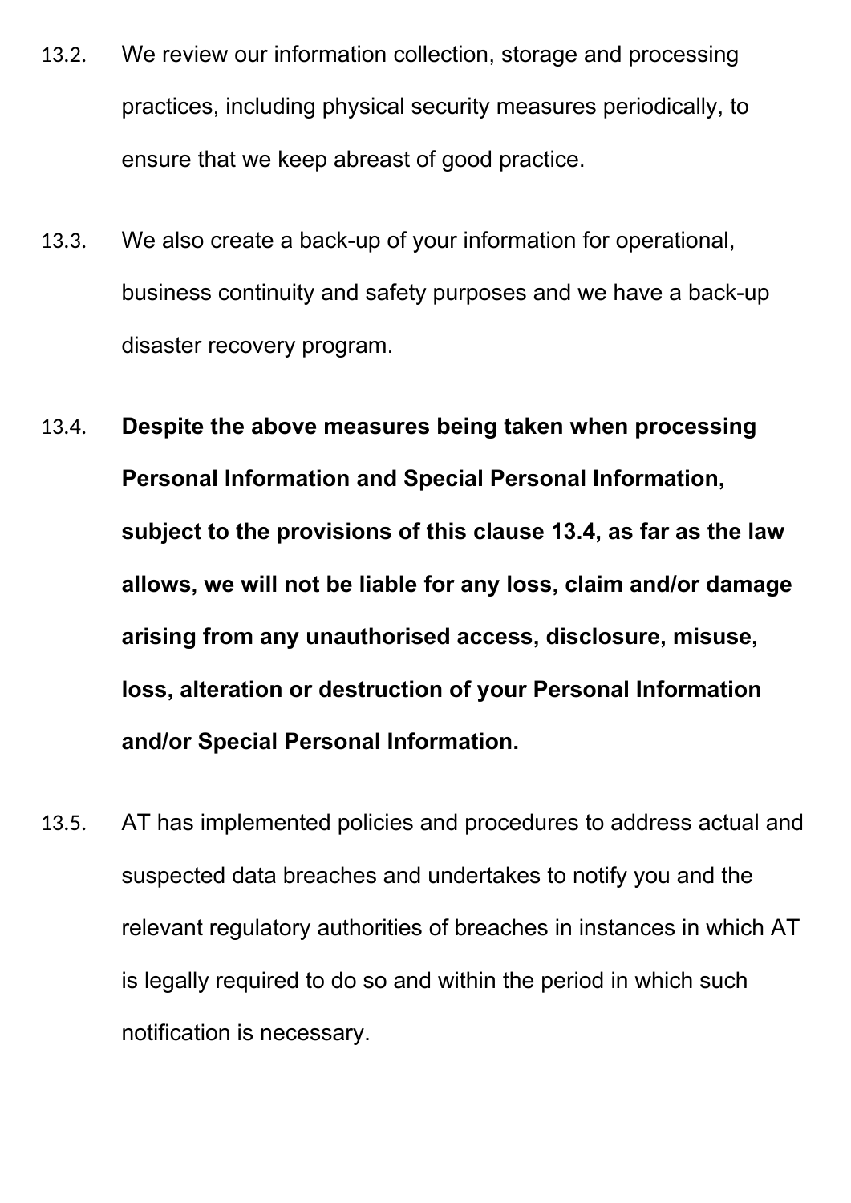13.2. We review our information collection, storage and processing practices, including physical security measures periodically, to ensure that we keep abreast of good practice.

13.3. We also create a back-up of your information for operational, business continuity and safety purposes and we have a back-up disaster recovery program.

13.4. **Despite the above measures being taken when processing Personal Information and Special Personal Information, subject to the provisions of this clause 13.4, as far as the law allows, we will not be liable for any loss, claim and/or damage arising from any unauthorised access, disclosure, misuse, loss, alteration or destruction of your Personal Information and/or Special Personal Information.**

13.5. AT has implemented policies and procedures to address actual and suspected data breaches and undertakes to notify you and the relevant regulatory authorities of breaches in instances in which AT is legally required to do so and within the period in which such notification is necessary.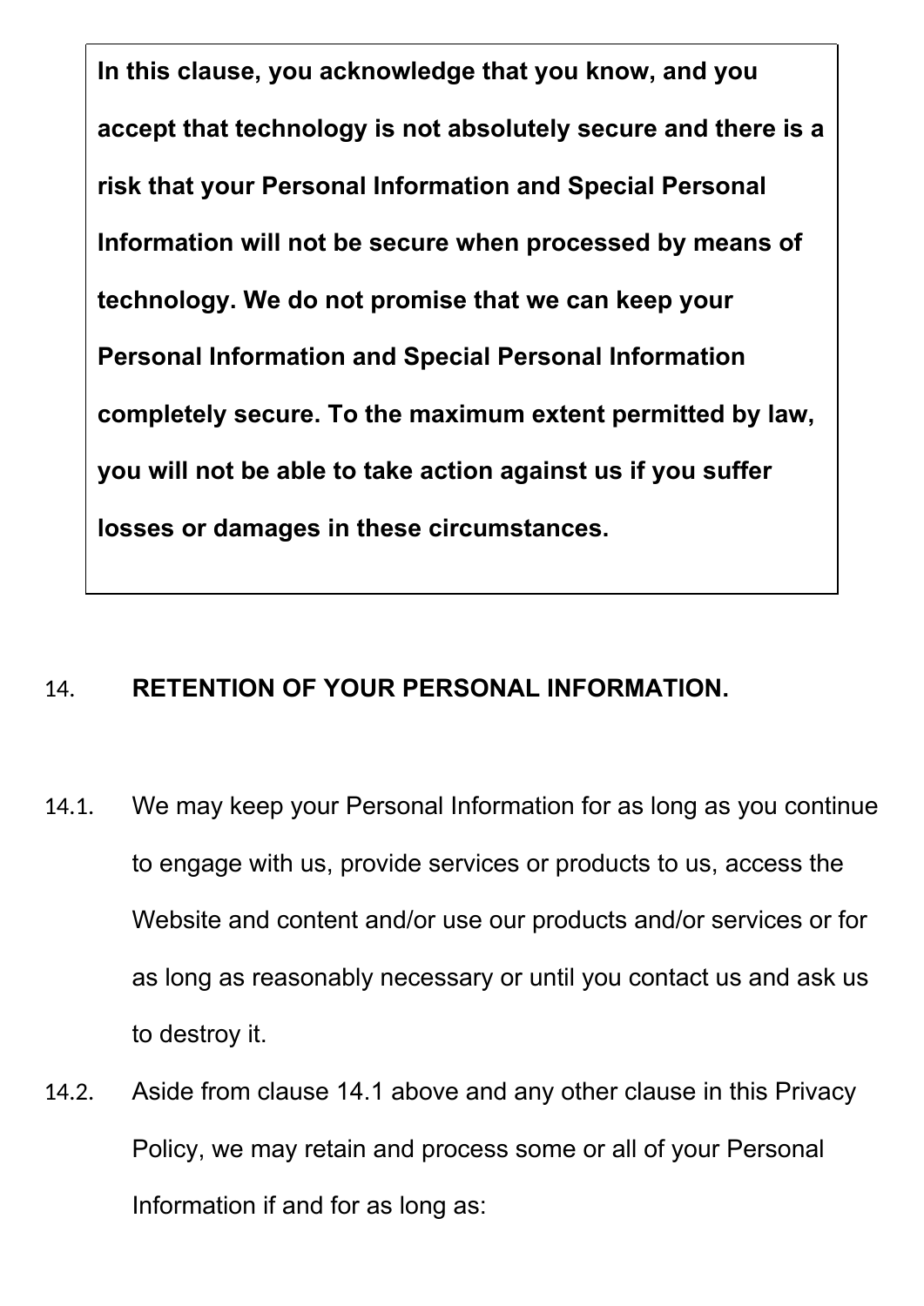> **In this clause, you acknowledge that you know, and you accept that technology is not absolutely secure and there is a risk that your Personal Information and Special Personal Information will not be secure when processed by means of technology. We do not promise that we can keep your Personal Information and Special Personal Information completely secure. To the maximum extent permitted by law, you will not be able to take action against us if you suffer losses or damages in these circumstances.**

## 14. RETENTION OF YOUR PERSONAL INFORMATION.

14.1. We may keep your Personal Information for as long as you continue to engage with us, provide services or products to us, access the Website and content and/or use our products and/or services or for as long as reasonably necessary or until you contact us and ask us to destroy it.

14.2. Aside from clause 14.1 above and any other clause in this Privacy Policy, we may retain and process some or all of your Personal Information if and for as long as: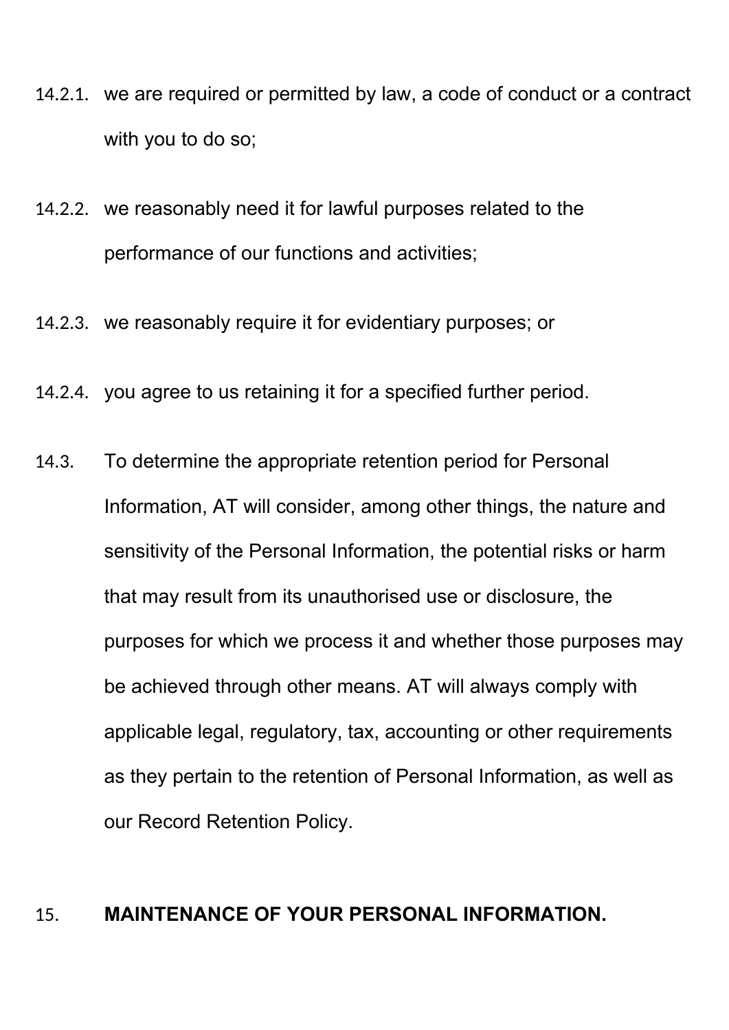14.2.1. we are required or permitted by law, a code of conduct or a contract with you to do so;

14.2.2. we reasonably need it for lawful purposes related to the performance of our functions and activities;

14.2.3. we reasonably require it for evidentiary purposes; or

14.2.4. you agree to us retaining it for a specified further period.

14.3. To determine the appropriate retention period for Personal Information, AT will consider, among other things, the nature and sensitivity of the Personal Information, the potential risks or harm that may result from its unauthorised use or disclosure, the purposes for which we process it and whether those purposes may be achieved through other means. AT will always comply with applicable legal, regulatory, tax, accounting or other requirements as they pertain to the retention of Personal Information, as well as our Record Retention Policy.

## 15. MAINTENANCE OF YOUR PERSONAL INFORMATION.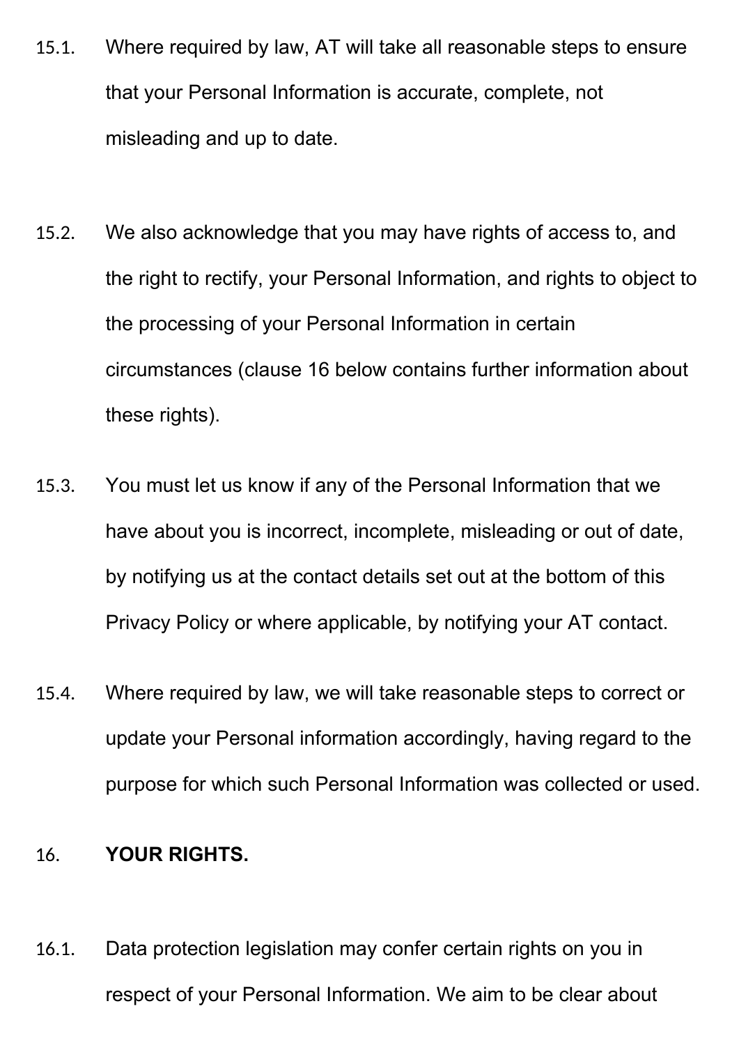15.1. Where required by law, AT will take all reasonable steps to ensure that your Personal Information is accurate, complete, not misleading and up to date.

15.2. We also acknowledge that you may have rights of access to, and the right to rectify, your Personal Information, and rights to object to the processing of your Personal Information in certain circumstances (clause 16 below contains further information about these rights).

15.3. You must let us know if any of the Personal Information that we have about you is incorrect, incomplete, misleading or out of date, by notifying us at the contact details set out at the bottom of this Privacy Policy or where applicable, by notifying your AT contact.

15.4. Where required by law, we will take reasonable steps to correct or update your Personal information accordingly, having regard to the purpose for which such Personal Information was collected or used.

## 16. YOUR RIGHTS.

16.1. Data protection legislation may confer certain rights on you in respect of your Personal Information. We aim to be clear about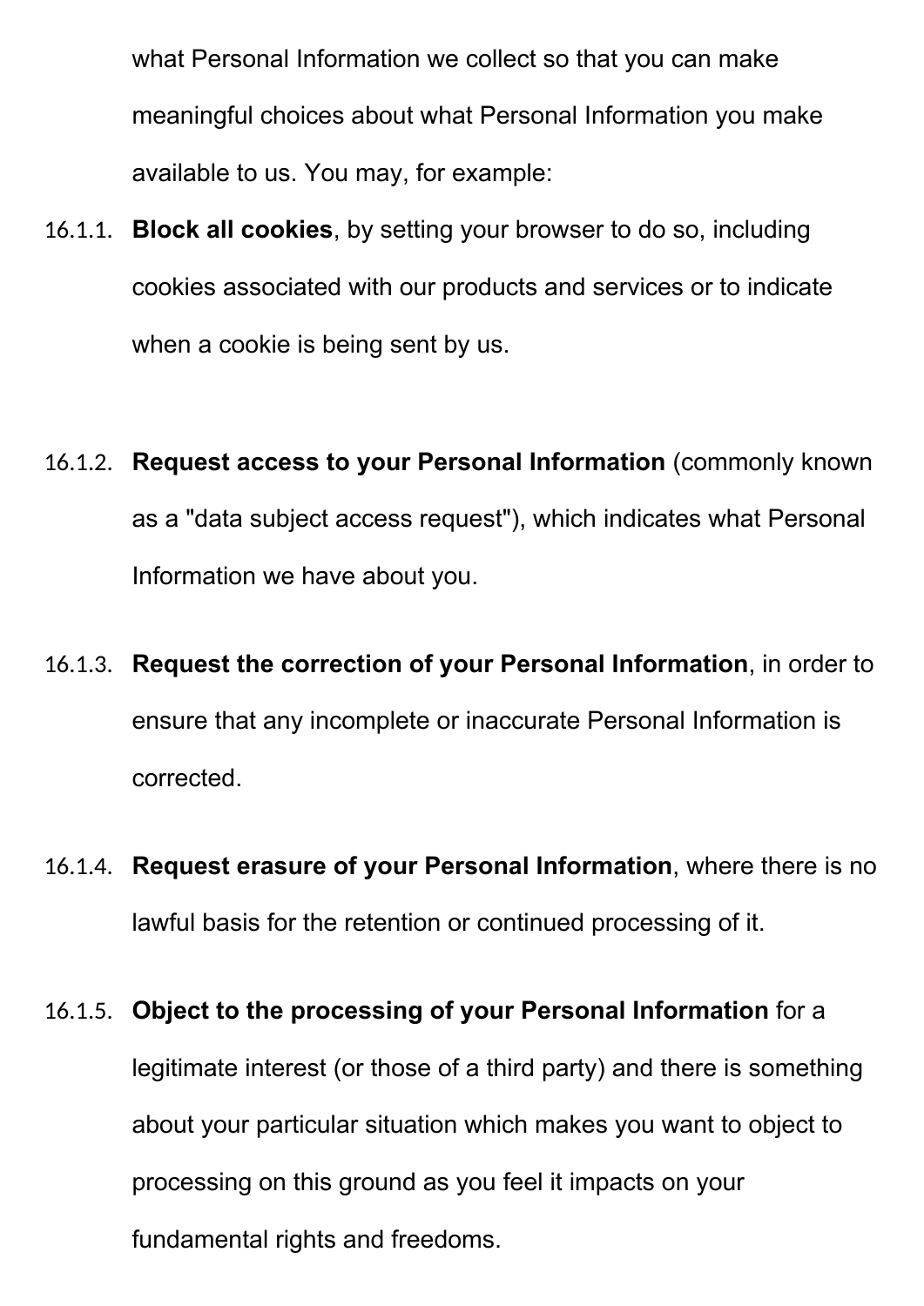what Personal Information we collect so that you can make meaningful choices about what Personal Information you make available to us. You may, for example:

16.1.1. **Block all cookies**, by setting your browser to do so, including cookies associated with our products and services or to indicate when a cookie is being sent by us.

16.1.2. **Request access to your Personal Information** (commonly known as a "data subject access request"), which indicates what Personal Information we have about you.

16.1.3. **Request the correction of your Personal Information**, in order to ensure that any incomplete or inaccurate Personal Information is corrected.

16.1.4. **Request erasure of your Personal Information**, where there is no lawful basis for the retention or continued processing of it.

16.1.5. **Object to the processing of your Personal Information** for a legitimate interest (or those of a third party) and there is something about your particular situation which makes you want to object to processing on this ground as you feel it impacts on your fundamental rights and freedoms.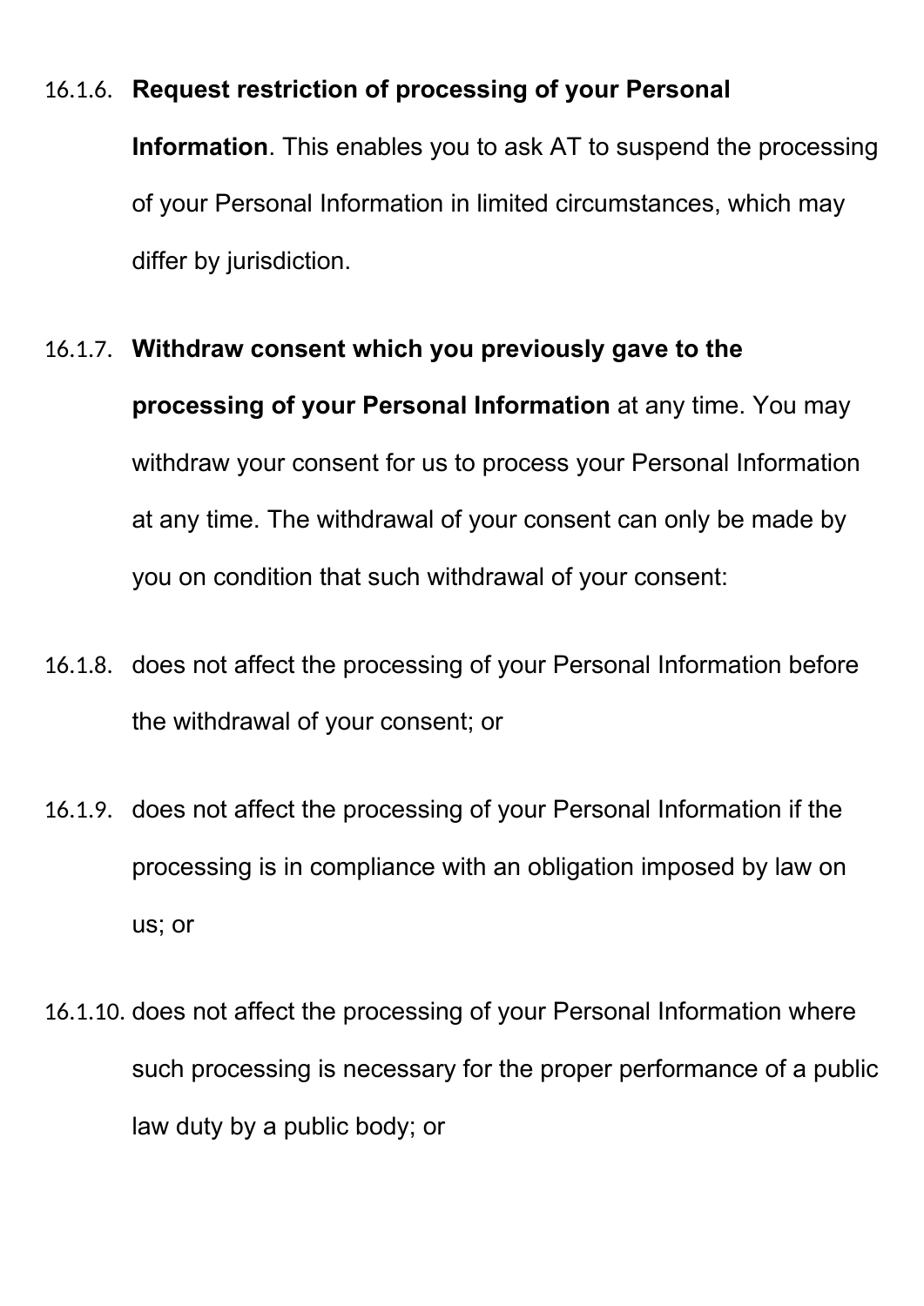16.1.6. **Request restriction of processing of your Personal Information**. This enables you to ask AT to suspend the processing of your Personal Information in limited circumstances, which may differ by jurisdiction.

16.1.7. **Withdraw consent which you previously gave to the processing of your Personal Information** at any time. You may withdraw your consent for us to process your Personal Information at any time. The withdrawal of your consent can only be made by you on condition that such withdrawal of your consent:

16.1.8. does not affect the processing of your Personal Information before the withdrawal of your consent; or

16.1.9. does not affect the processing of your Personal Information if the processing is in compliance with an obligation imposed by law on us; or

16.1.10. does not affect the processing of your Personal Information where such processing is necessary for the proper performance of a public law duty by a public body; or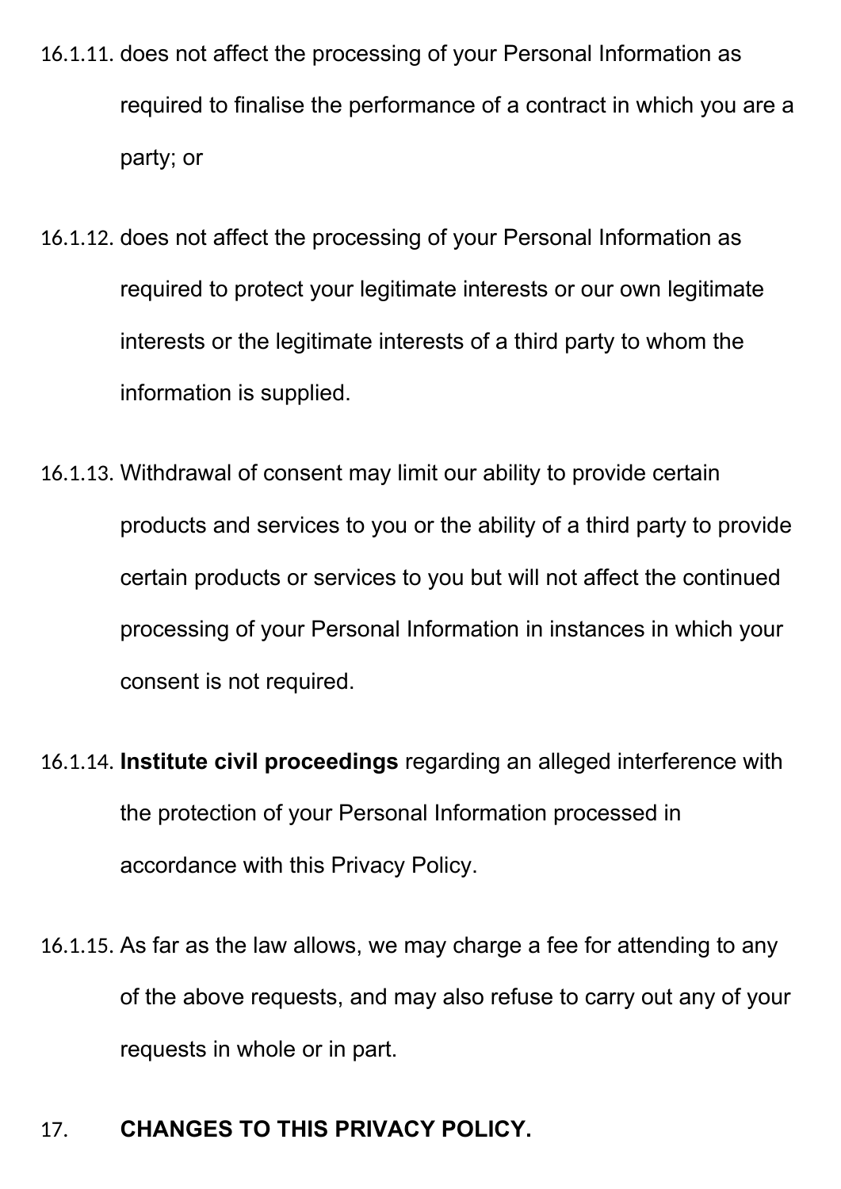16.1.11. does not affect the processing of your Personal Information as required to finalise the performance of a contract in which you are a party; or

16.1.12. does not affect the processing of your Personal Information as required to protect your legitimate interests or our own legitimate interests or the legitimate interests of a third party to whom the information is supplied.

16.1.13. Withdrawal of consent may limit our ability to provide certain products and services to you or the ability of a third party to provide certain products or services to you but will not affect the continued processing of your Personal Information in instances in which your consent is not required.

16.1.14. **Institute civil proceedings** regarding an alleged interference with the protection of your Personal Information processed in accordance with this Privacy Policy.

16.1.15. As far as the law allows, we may charge a fee for attending to any of the above requests, and may also refuse to carry out any of your requests in whole or in part.

## 17. CHANGES TO THIS PRIVACY POLICY.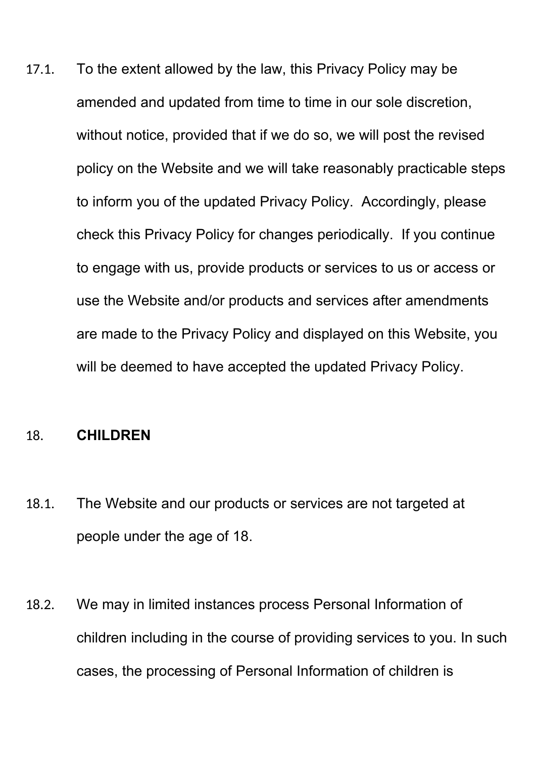17.1. To the extent allowed by the law, this Privacy Policy may be amended and updated from time to time in our sole discretion, without notice, provided that if we do so, we will post the revised policy on the Website and we will take reasonably practicable steps to inform you of the updated Privacy Policy. Accordingly, please check this Privacy Policy for changes periodically. If you continue to engage with us, provide products or services to us or access or use the Website and/or products and services after amendments are made to the Privacy Policy and displayed on this Website, you will be deemed to have accepted the updated Privacy Policy.

## 18. CHILDREN

18.1. The Website and our products or services are not targeted at people under the age of 18.

18.2. We may in limited instances process Personal Information of children including in the course of providing services to you. In such cases, the processing of Personal Information of children is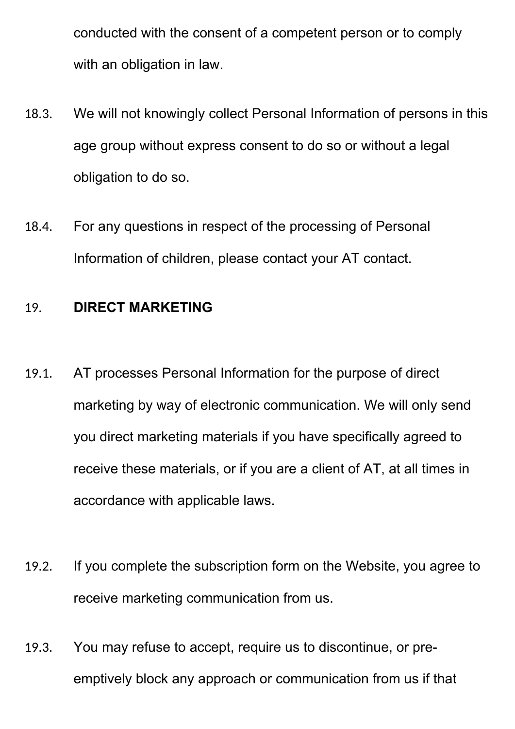conducted with the consent of a competent person or to comply with an obligation in law.

18.3. We will not knowingly collect Personal Information of persons in this age group without express consent to do so or without a legal obligation to do so.

18.4. For any questions in respect of the processing of Personal Information of children, please contact your AT contact.

## 19. DIRECT MARKETING

19.1. AT processes Personal Information for the purpose of direct marketing by way of electronic communication. We will only send you direct marketing materials if you have specifically agreed to receive these materials, or if you are a client of AT, at all times in accordance with applicable laws.

19.2. If you complete the subscription form on the Website, you agree to receive marketing communication from us.

19.3. You may refuse to accept, require us to discontinue, or pre-emptively block any approach or communication from us if that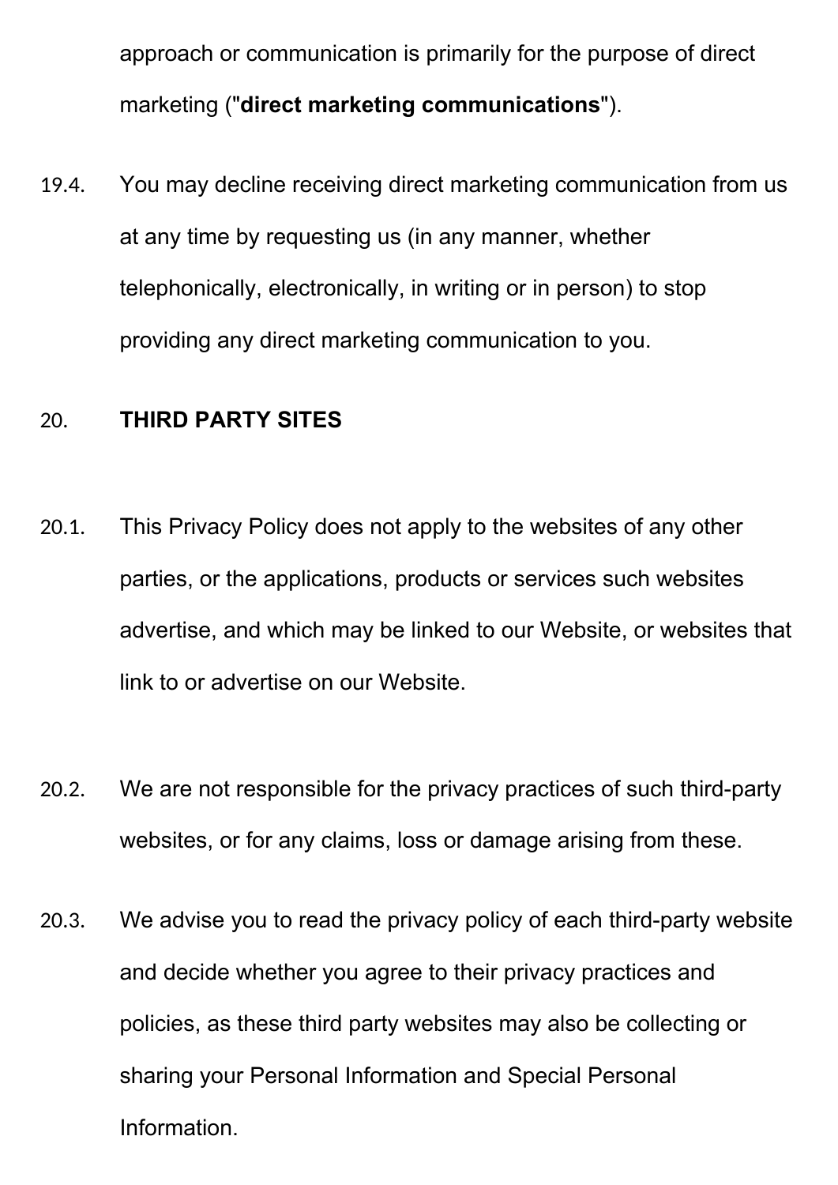approach or communication is primarily for the purpose of direct marketing ("**direct marketing communications**").

19.4. You may decline receiving direct marketing communication from us at any time by requesting us (in any manner, whether telephonically, electronically, in writing or in person) to stop providing any direct marketing communication to you.

## 20. THIRD PARTY SITES

20.1. This Privacy Policy does not apply to the websites of any other parties, or the applications, products or services such websites advertise, and which may be linked to our Website, or websites that link to or advertise on our Website.

20.2. We are not responsible for the privacy practices of such third-party websites, or for any claims, loss or damage arising from these.

20.3. We advise you to read the privacy policy of each third-party website and decide whether you agree to their privacy practices and policies, as these third party websites may also be collecting or sharing your Personal Information and Special Personal Information.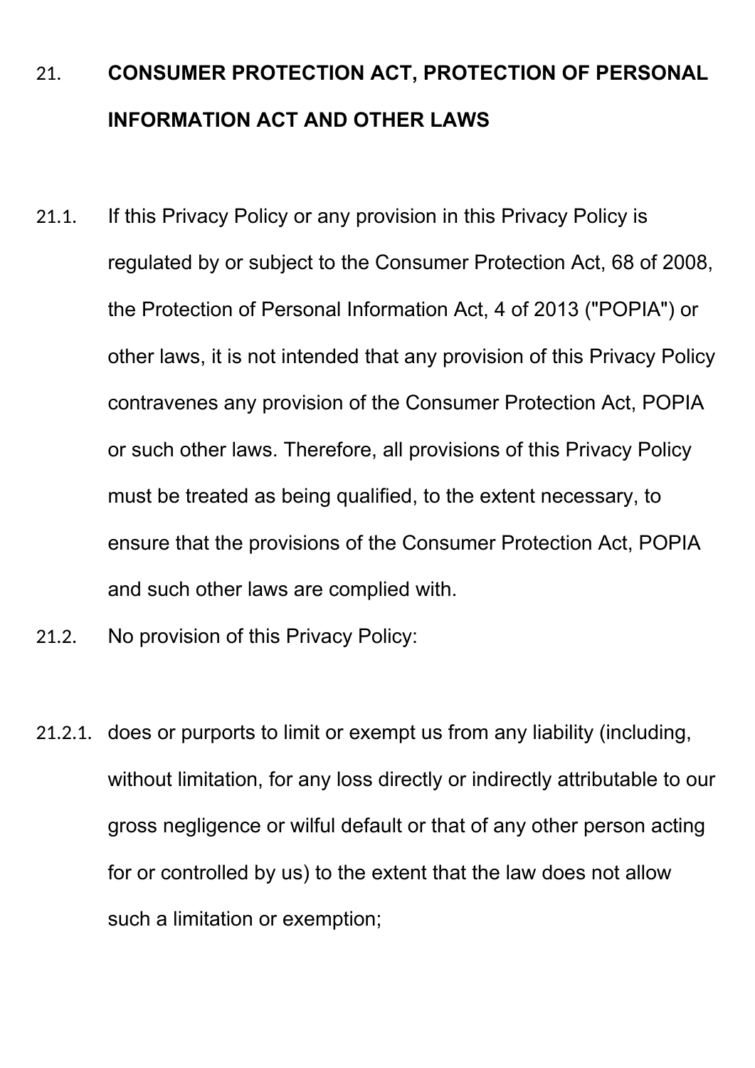## 21. CONSUMER PROTECTION ACT, PROTECTION OF PERSONAL INFORMATION ACT AND OTHER LAWS

21.1. If this Privacy Policy or any provision in this Privacy Policy is regulated by or subject to the Consumer Protection Act, 68 of 2008, the Protection of Personal Information Act, 4 of 2013 ("POPIA") or other laws, it is not intended that any provision of this Privacy Policy contravenes any provision of the Consumer Protection Act, POPIA or such other laws. Therefore, all provisions of this Privacy Policy must be treated as being qualified, to the extent necessary, to ensure that the provisions of the Consumer Protection Act, POPIA and such other laws are complied with.

21.2. No provision of this Privacy Policy:

21.2.1. does or purports to limit or exempt us from any liability (including, without limitation, for any loss directly or indirectly attributable to our gross negligence or wilful default or that of any other person acting for or controlled by us) to the extent that the law does not allow such a limitation or exemption;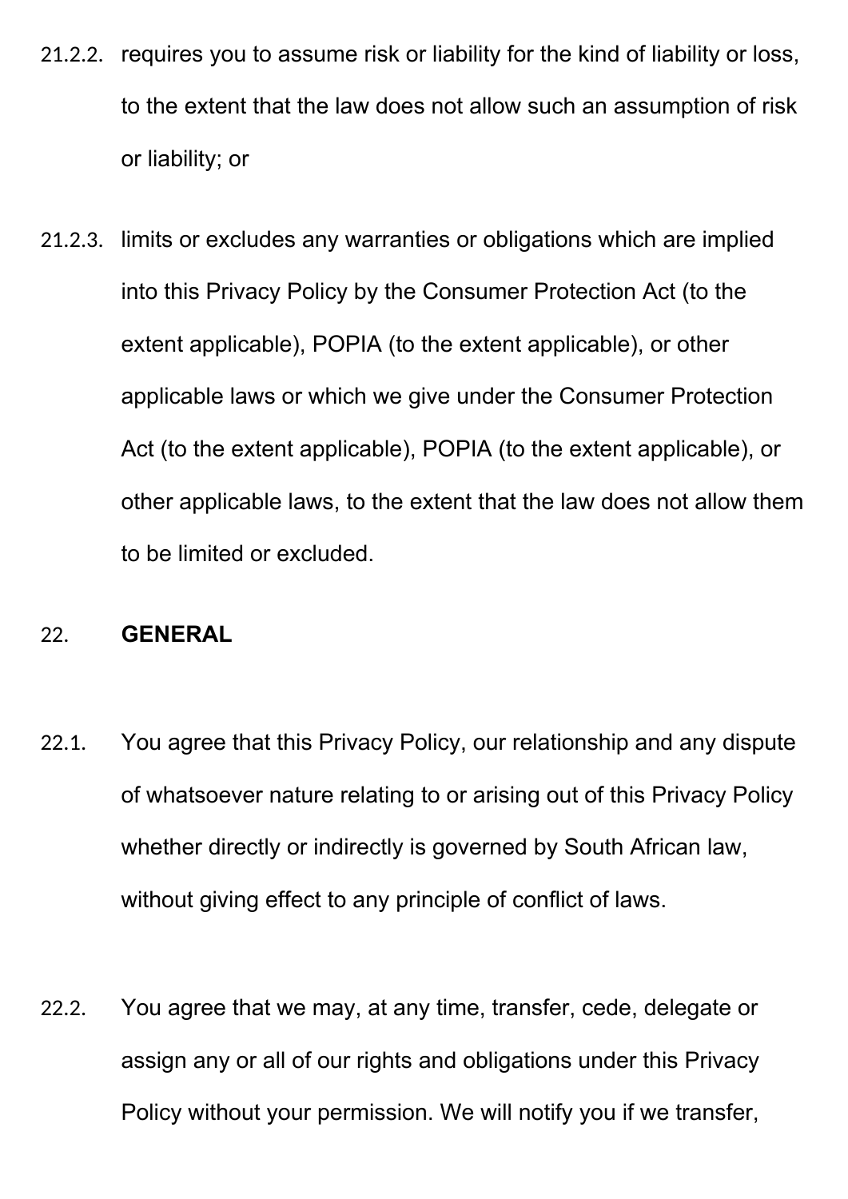21.2.2. requires you to assume risk or liability for the kind of liability or loss, to the extent that the law does not allow such an assumption of risk or liability; or

21.2.3. limits or excludes any warranties or obligations which are implied into this Privacy Policy by the Consumer Protection Act (to the extent applicable), POPIA (to the extent applicable), or other applicable laws or which we give under the Consumer Protection Act (to the extent applicable), POPIA (to the extent applicable), or other applicable laws, to the extent that the law does not allow them to be limited or excluded.

## 22. GENERAL

22.1. You agree that this Privacy Policy, our relationship and any dispute of whatsoever nature relating to or arising out of this Privacy Policy whether directly or indirectly is governed by South African law, without giving effect to any principle of conflict of laws.

22.2. You agree that we may, at any time, transfer, cede, delegate or assign any or all of our rights and obligations under this Privacy Policy without your permission. We will notify you if we transfer,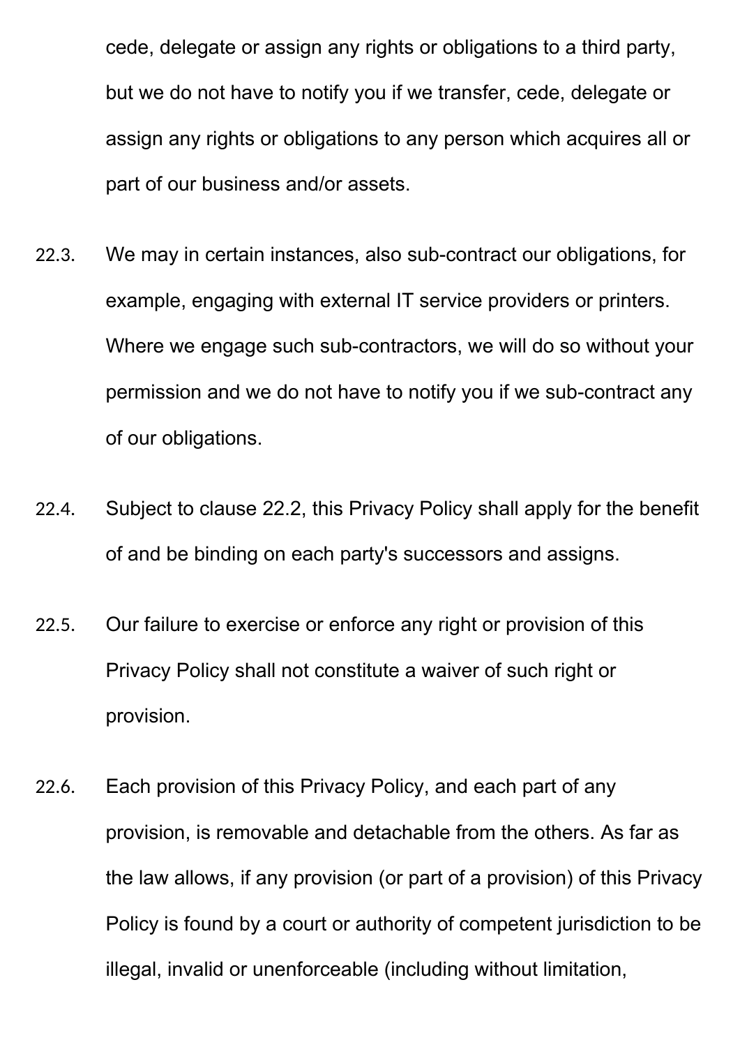cede, delegate or assign any rights or obligations to a third party, but we do not have to notify you if we transfer, cede, delegate or assign any rights or obligations to any person which acquires all or part of our business and/or assets.

22.3. We may in certain instances, also sub-contract our obligations, for example, engaging with external IT service providers or printers. Where we engage such sub-contractors, we will do so without your permission and we do not have to notify you if we sub-contract any of our obligations.

22.4. Subject to clause 22.2, this Privacy Policy shall apply for the benefit of and be binding on each party's successors and assigns.

22.5. Our failure to exercise or enforce any right or provision of this Privacy Policy shall not constitute a waiver of such right or provision.

22.6. Each provision of this Privacy Policy, and each part of any provision, is removable and detachable from the others. As far as the law allows, if any provision (or part of a provision) of this Privacy Policy is found by a court or authority of competent jurisdiction to be illegal, invalid or unenforceable (including without limitation,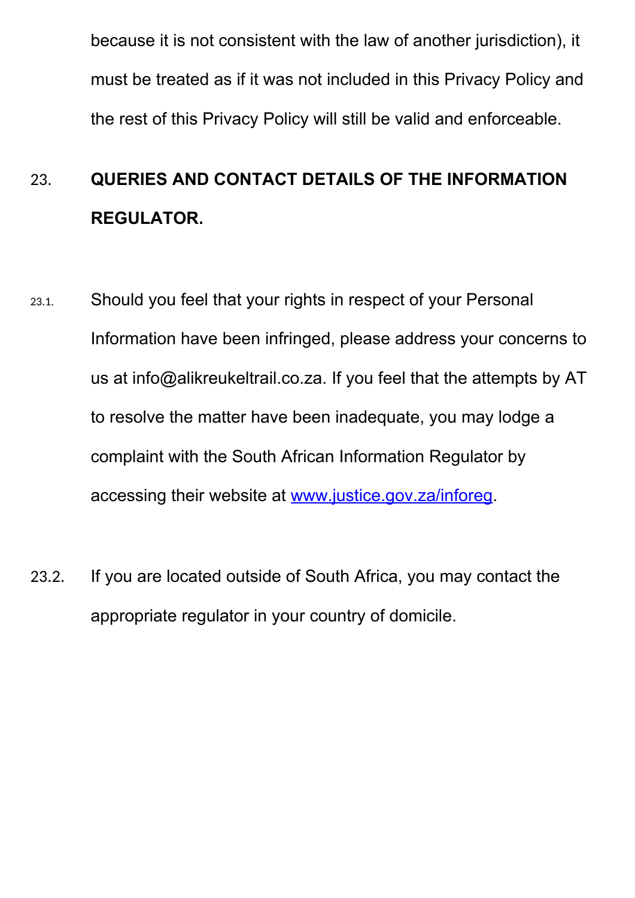because it is not consistent with the law of another jurisdiction), it must be treated as if it was not included in this Privacy Policy and the rest of this Privacy Policy will still be valid and enforceable.

23. **QUERIES AND CONTACT DETAILS OF THE INFORMATION REGULATOR.**

23.1. Should you feel that your rights in respect of your Personal Information have been infringed, please address your concerns to us at info@alikreukeltrail.co.za. If you feel that the attempts by AT to resolve the matter have been inadequate, you may lodge a complaint with the South African Information Regulator by accessing their website at [www.justice.gov.za/inforeg](http://www.justice.gov.za/inforeg).

23.2. If you are located outside of South Africa, you may contact the appropriate regulator in your country of domicile.